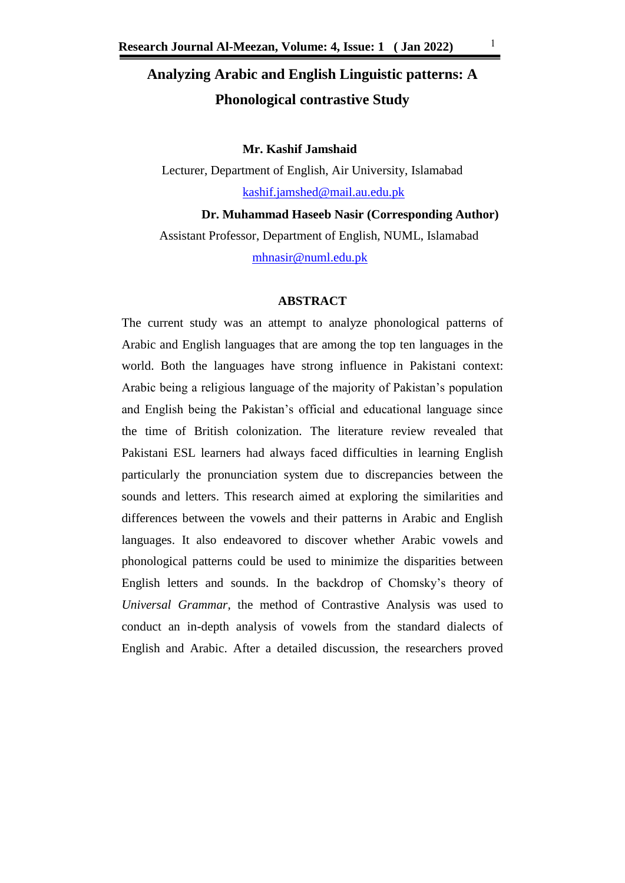# Analyzing Arabic and English Linguistic patterns: A Phonological contrastive Study

**Mr. Kashif Jamshaid**

Lecturer, Department of English, Air University, Islamabad

kashif.jamshed@mail.au.edu.pk

**Dr. Muhammad Haseeb Nasir (Corresponding Author)**

Assistant Professor, Department of English, NUML, Islamabad

mhnasir@numl.edu.pk

## ABSTRACT

The current study was an attempt to analyze phonological patterns of Arabic and English languages that are among the top ten languages in the world. Both the languages have strong influence in Pakistani context: Arabic being a religious language of the majority of Pakistan's population and English being the Pakistan's official and educational language since the time of British colonization. The literature review revealed that Pakistani ESL learners had always faced difficulties in learning English particularly the pronunciation system due to discrepancies between the sounds and letters. This research aimed at exploring the similarities and differences between the vowels and their patterns in Arabic and English languages. It also endeavored to discover whether Arabic vowels and phonological patterns could be used to minimize the disparities between English letters and sounds. In the backdrop of Chomsky's theory of *Universal Grammar*, the method of Contrastive Analysis was used to conduct an in-depth analysis of vowels from the standard dialects of English and Arabic. After a detailed discussion, the researchers proved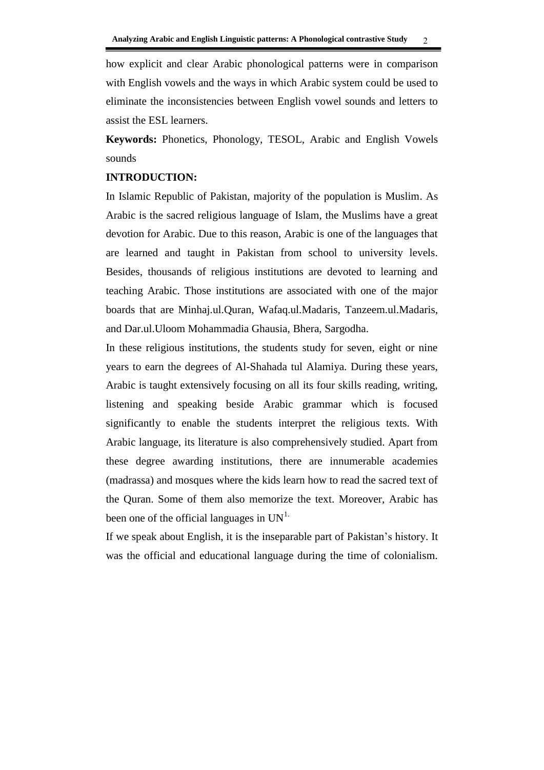how explicit and clear Arabic phonological patterns were in comparison with English vowels and the ways in which Arabic system could be used to eliminate the inconsistencies between English vowel sounds and letters to assist the ESL learners.

**Keywords:** Phonetics, Phonology, TESOL, Arabic and English Vowels sounds

## INTRODUCTION:

In Islamic Republic of Pakistan, majority of the population is Muslim. As Arabic is the sacred religious language of Islam, the Muslims have a great devotion for Arabic. Due to this reason, Arabic is one of the languages that are learned and taught in Pakistan from school to university levels. Besides, thousands of religious institutions are devoted to learning and teaching Arabic. Those institutions are associated with one of the major boards that are Minhaj.ul.Quran, Wafaq.ul.Madaris, Tanzeem.ul.Madaris, and Dar.ul.Uloom Mohammadia Ghausia, Bhera, Sargodha.

In these religious institutions, the students study for seven, eight or nine years to earn the degrees of Al-Shahada tul Alamiya. During these years, Arabic is taught extensively focusing on all its four skills reading, writing, listening and speaking beside Arabic grammar which is focused significantly to enable the students interpret the religious texts. With Arabic language, its literature is also comprehensively studied. Apart from these degree awarding institutions, there are innumerable academies (madrassa) and mosques where the kids learn how to read the sacred text of the Quran. Some of them also memorize the text. Moreover, Arabic has been one of the official languages in UN[1.]

If we speak about English, it is the inseparable part of Pakistan's history. It was the official and educational language during the time of colonialism.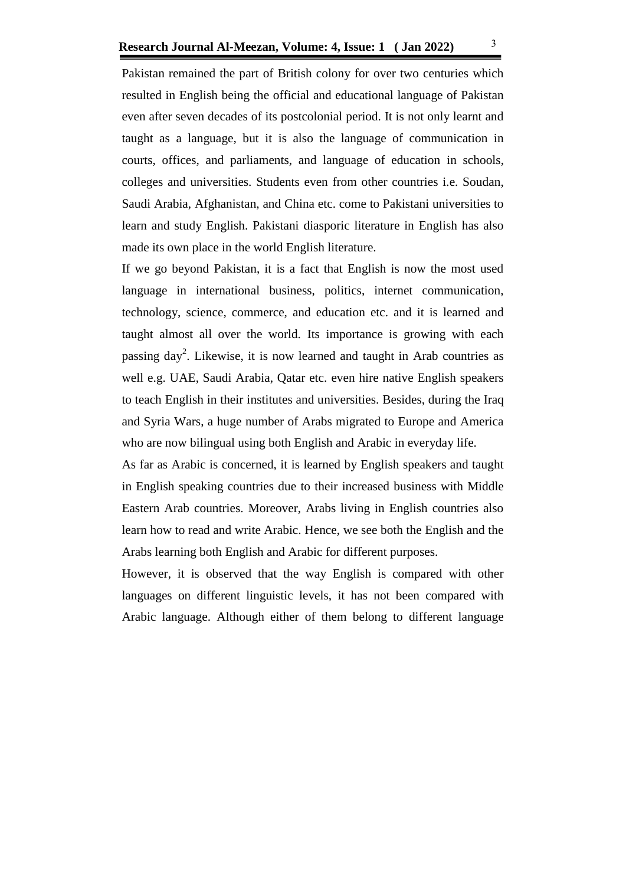Pakistan remained the part of British colony for over two centuries which resulted in English being the official and educational language of Pakistan even after seven decades of its postcolonial period. It is not only learnt and taught as a language, but it is also the language of communication in courts, offices, and parliaments, and language of education in schools, colleges and universities. Students even from other countries i.e. Soudan, Saudi Arabia, Afghanistan, and China etc. come to Pakistani universities to learn and study English. Pakistani diasporic literature in English has also made its own place in the world English literature.

If we go beyond Pakistan, it is a fact that English is now the most used language in international business, politics, internet communication, technology, science, commerce, and education etc. and it is learned and taught almost all over the world. Its importance is growing with each passing day[2]. Likewise, it is now learned and taught in Arab countries as well e.g. UAE, Saudi Arabia, Qatar etc. even hire native English speakers to teach English in their institutes and universities. Besides, during the Iraq and Syria Wars, a huge number of Arabs migrated to Europe and America who are now bilingual using both English and Arabic in everyday life.

As far as Arabic is concerned, it is learned by English speakers and taught in English speaking countries due to their increased business with Middle Eastern Arab countries. Moreover, Arabs living in English countries also learn how to read and write Arabic. Hence, we see both the English and the Arabs learning both English and Arabic for different purposes.

However, it is observed that the way English is compared with other languages on different linguistic levels, it has not been compared with Arabic language. Although either of them belong to different language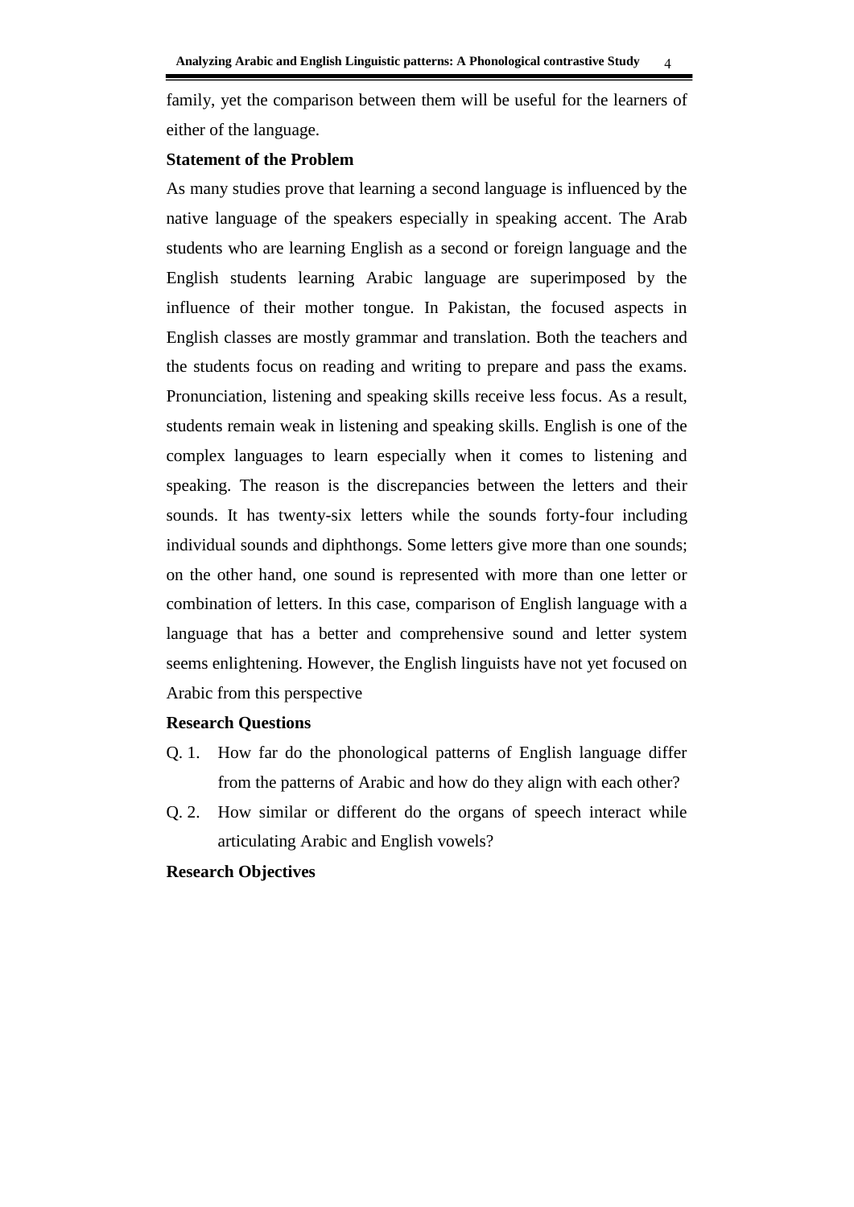family, yet the comparison between them will be useful for the learners of either of the language.

**Statement of the Problem**

As many studies prove that learning a second language is influenced by the native language of the speakers especially in speaking accent. The Arab students who are learning English as a second or foreign language and the English students learning Arabic language are superimposed by the influence of their mother tongue. In Pakistan, the focused aspects in English classes are mostly grammar and translation. Both the teachers and the students focus on reading and writing to prepare and pass the exams. Pronunciation, listening and speaking skills receive less focus. As a result, students remain weak in listening and speaking skills. English is one of the complex languages to learn especially when it comes to listening and speaking. The reason is the discrepancies between the letters and their sounds. It has twenty-six letters while the sounds forty-four including individual sounds and diphthongs. Some letters give more than one sounds; on the other hand, one sound is represented with more than one letter or combination of letters. In this case, comparison of English language with a language that has a better and comprehensive sound and letter system seems enlightening. However, the English linguists have not yet focused on Arabic from this perspective

**Research Questions**

Q. 1. How far do the phonological patterns of English language differ from the patterns of Arabic and how do they align with each other?

Q. 2. How similar or different do the organs of speech interact while articulating Arabic and English vowels?

**Research Objectives**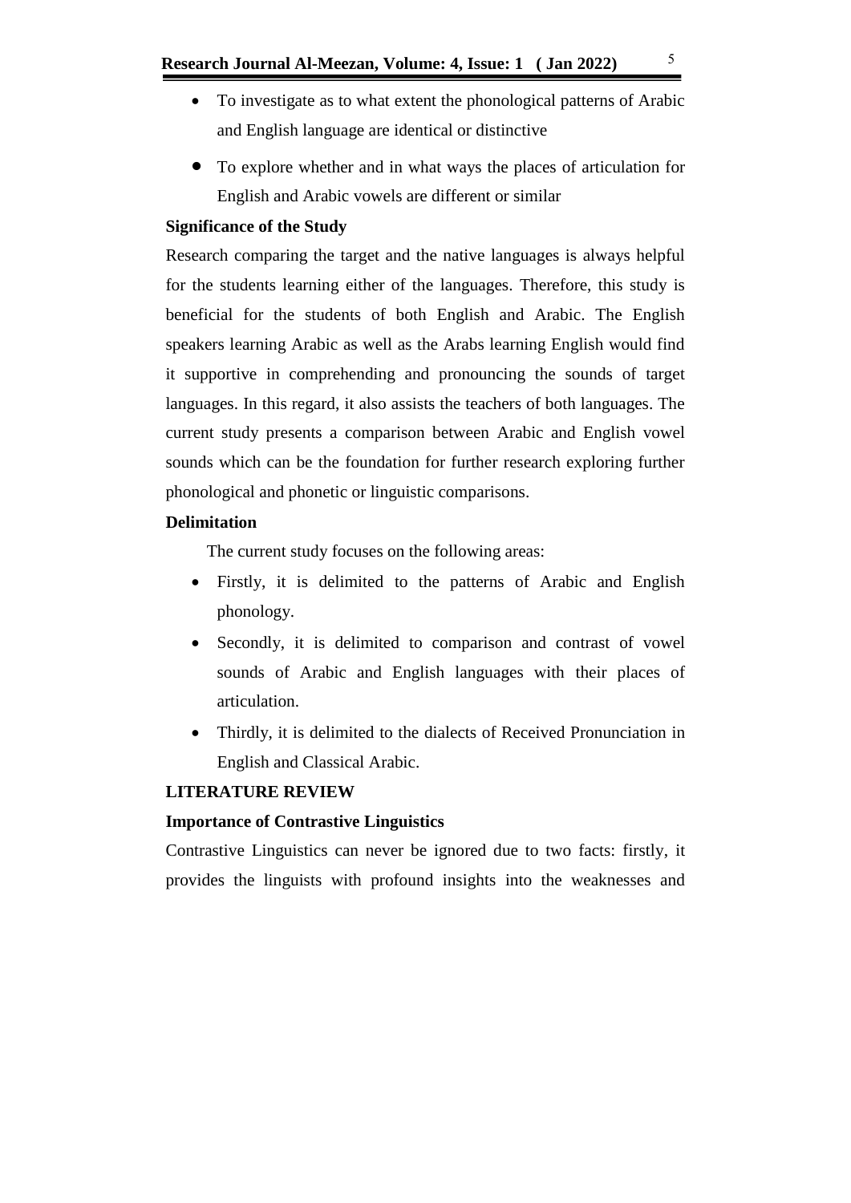- To investigate as to what extent the phonological patterns of Arabic and English language are identical or distinctive
- To explore whether and in what ways the places of articulation for English and Arabic vowels are different or similar

**Significance of the Study**

Research comparing the target and the native languages is always helpful for the students learning either of the languages. Therefore, this study is beneficial for the students of both English and Arabic. The English speakers learning Arabic as well as the Arabs learning English would find it supportive in comprehending and pronouncing the sounds of target languages. In this regard, it also assists the teachers of both languages. The current study presents a comparison between Arabic and English vowel sounds which can be the foundation for further research exploring further phonological and phonetic or linguistic comparisons.

**Delimitation**

The current study focuses on the following areas:

- Firstly, it is delimited to the patterns of Arabic and English phonology.
- Secondly, it is delimited to comparison and contrast of vowel sounds of Arabic and English languages with their places of articulation.
- Thirdly, it is delimited to the dialects of Received Pronunciation in English and Classical Arabic.

## LITERATURE REVIEW

**Importance of Contrastive Linguistics**

Contrastive Linguistics can never be ignored due to two facts: firstly, it provides the linguists with profound insights into the weaknesses and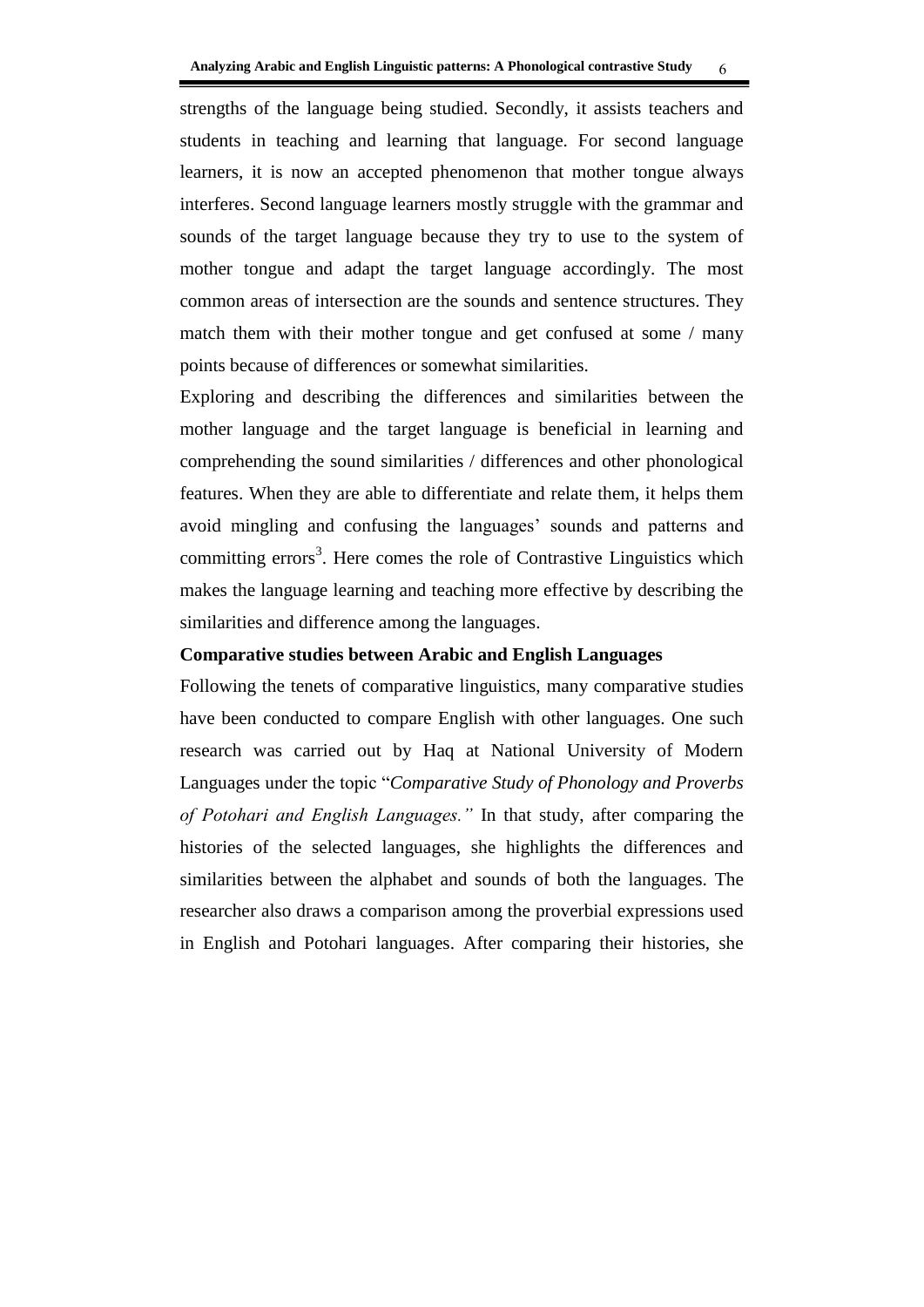strengths of the language being studied. Secondly, it assists teachers and students in teaching and learning that language. For second language learners, it is now an accepted phenomenon that mother tongue always interferes. Second language learners mostly struggle with the grammar and sounds of the target language because they try to use to the system of mother tongue and adapt the target language accordingly. The most common areas of intersection are the sounds and sentence structures. They match them with their mother tongue and get confused at some / many points because of differences or somewhat similarities.

Exploring and describing the differences and similarities between the mother language and the target language is beneficial in learning and comprehending the sound similarities / differences and other phonological features. When they are able to differentiate and relate them, it helps them avoid mingling and confusing the languages' sounds and patterns and committing errors[3]. Here comes the role of Contrastive Linguistics which makes the language learning and teaching more effective by describing the similarities and difference among the languages.

**Comparative studies between Arabic and English Languages**

Following the tenets of comparative linguistics, many comparative studies have been conducted to compare English with other languages. One such research was carried out by Haq at National University of Modern Languages under the topic "*Comparative Study of Phonology and Proverbs of Potohari and English Languages."* In that study, after comparing the histories of the selected languages, she highlights the differences and similarities between the alphabet and sounds of both the languages. The researcher also draws a comparison among the proverbial expressions used in English and Potohari languages. After comparing their histories, she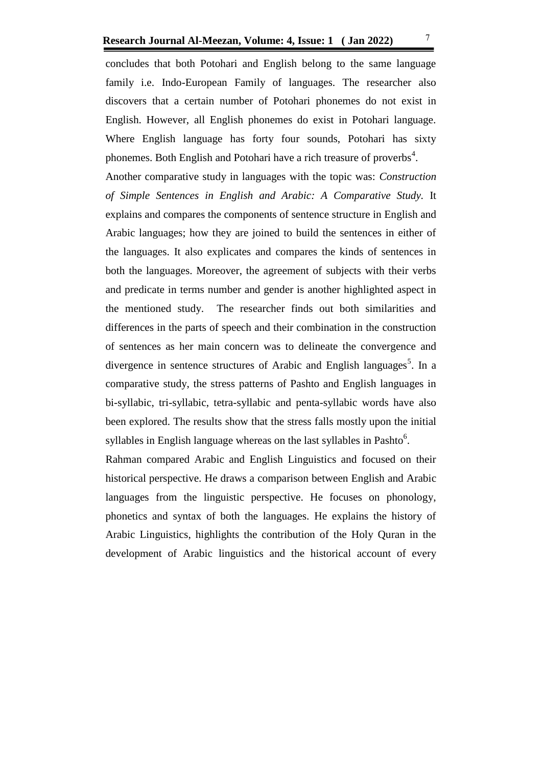concludes that both Potohari and English belong to the same language family i.e. Indo-European Family of languages. The researcher also discovers that a certain number of Potohari phonemes do not exist in English. However, all English phonemes do exist in Potohari language. Where English language has forty four sounds, Potohari has sixty phonemes. Both English and Potohari have a rich treasure of proverbs[4].

Another comparative study in languages with the topic was: *Construction of Simple Sentences in English and Arabic: A Comparative Study.* It explains and compares the components of sentence structure in English and Arabic languages; how they are joined to build the sentences in either of the languages. It also explicates and compares the kinds of sentences in both the languages. Moreover, the agreement of subjects with their verbs and predicate in terms number and gender is another highlighted aspect in the mentioned study. The researcher finds out both similarities and differences in the parts of speech and their combination in the construction of sentences as her main concern was to delineate the convergence and divergence in sentence structures of Arabic and English languages[5]. In a comparative study, the stress patterns of Pashto and English languages in bi-syllabic, tri-syllabic, tetra-syllabic and penta-syllabic words have also been explored. The results show that the stress falls mostly upon the initial syllables in English language whereas on the last syllables in Pashto[6].

Rahman compared Arabic and English Linguistics and focused on their historical perspective. He draws a comparison between English and Arabic languages from the linguistic perspective. He focuses on phonology, phonetics and syntax of both the languages. He explains the history of Arabic Linguistics, highlights the contribution of the Holy Quran in the development of Arabic linguistics and the historical account of every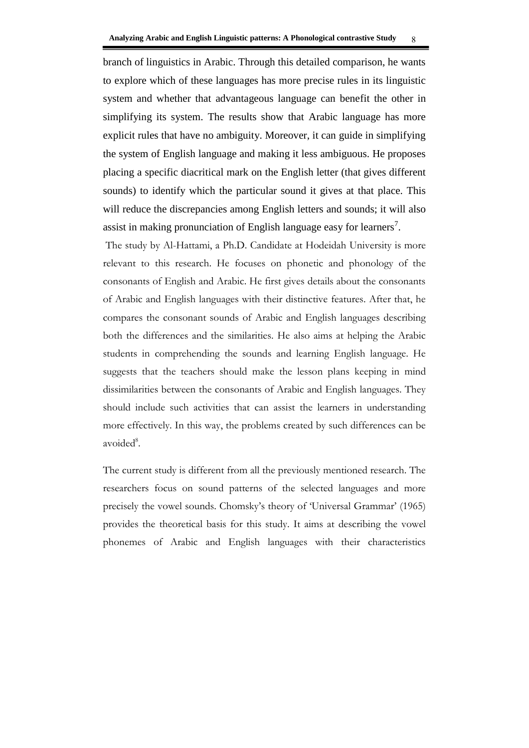branch of linguistics in Arabic. Through this detailed comparison, he wants to explore which of these languages has more precise rules in its linguistic system and whether that advantageous language can benefit the other in simplifying its system. The results show that Arabic language has more explicit rules that have no ambiguity. Moreover, it can guide in simplifying the system of English language and making it less ambiguous. He proposes placing a specific diacritical mark on the English letter (that gives different sounds) to identify which the particular sound it gives at that place. This will reduce the discrepancies among English letters and sounds; it will also assist in making pronunciation of English language easy for learners[7].

The study by Al-Hattami, a Ph.D. Candidate at Hodeidah University is more relevant to this research. He focuses on phonetic and phonology of the consonants of English and Arabic. He first gives details about the consonants of Arabic and English languages with their distinctive features. After that, he compares the consonant sounds of Arabic and English languages describing both the differences and the similarities. He also aims at helping the Arabic students in comprehending the sounds and learning English language. He suggests that the teachers should make the lesson plans keeping in mind dissimilarities between the consonants of Arabic and English languages. They should include such activities that can assist the learners in understanding more effectively. In this way, the problems created by such differences can be avoided[8].

The current study is different from all the previously mentioned research. The researchers focus on sound patterns of the selected languages and more precisely the vowel sounds. Chomsky's theory of 'Universal Grammar' (1965) provides the theoretical basis for this study. It aims at describing the vowel phonemes of Arabic and English languages with their characteristics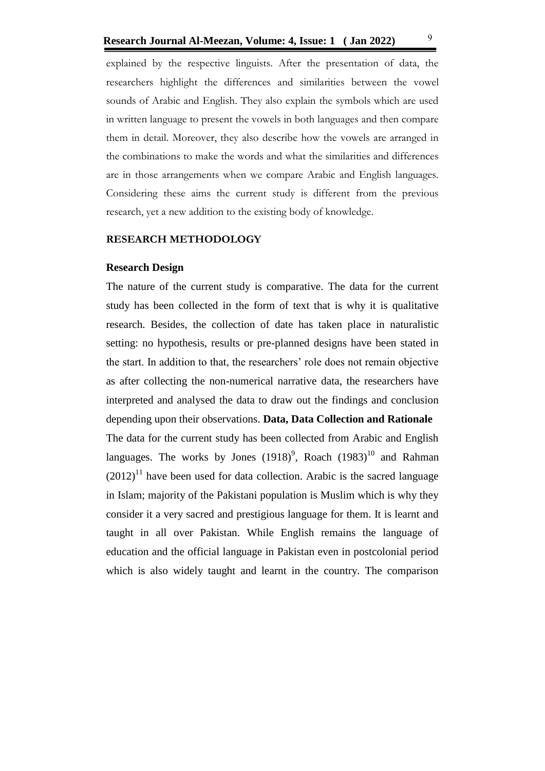explained by the respective linguists. After the presentation of data, the researchers highlight the differences and similarities between the vowel sounds of Arabic and English. They also explain the symbols which are used in written language to present the vowels in both languages and then compare them in detail. Moreover, they also describe how the vowels are arranged in the combinations to make the words and what the similarities and differences are in those arrangements when we compare Arabic and English languages. Considering these aims the current study is different from the previous research, yet a new addition to the existing body of knowledge.

## RESEARCH METHODOLOGY

### Research Design

The nature of the current study is comparative. The data for the current study has been collected in the form of text that is why it is qualitative research. Besides, the collection of date has taken place in naturalistic setting: no hypothesis, results or pre-planned designs have been stated in the start. In addition to that, the researchers' role does not remain objective as after collecting the non-numerical narrative data, the researchers have interpreted and analysed the data to draw out the findings and conclusion depending upon their observations.

### Data, Data Collection and Rationale

The data for the current study has been collected from Arabic and English languages. The works by Jones (1918)[9], Roach (1983)[10] and Rahman (2012)[11] have been used for data collection. Arabic is the sacred language in Islam; majority of the Pakistani population is Muslim which is why they consider it a very sacred and prestigious language for them. It is learnt and taught in all over Pakistan. While English remains the language of education and the official language in Pakistan even in postcolonial period which is also widely taught and learnt in the country. The comparison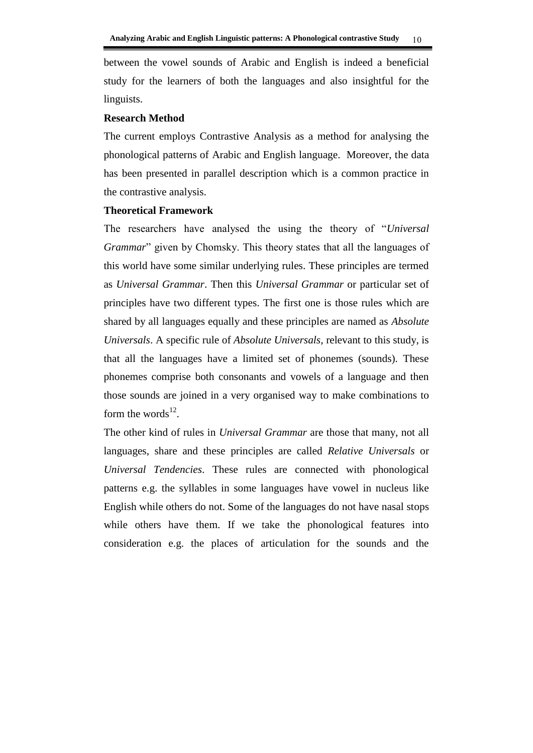between the vowel sounds of Arabic and English is indeed a beneficial study for the learners of both the languages and also insightful for the linguists.

## Research Method

The current employs Contrastive Analysis as a method for analysing the phonological patterns of Arabic and English language. Moreover, the data has been presented in parallel description which is a common practice in the contrastive analysis.

## Theoretical Framework

The researchers have analysed the using the theory of "*Universal Grammar*" given by Chomsky. This theory states that all the languages of this world have some similar underlying rules. These principles are termed as *Universal Grammar*. Then this *Universal Grammar* or particular set of principles have two different types. The first one is those rules which are shared by all languages equally and these principles are named as *Absolute Universals*. A specific rule of *Absolute Universals*, relevant to this study, is that all the languages have a limited set of phonemes (sounds). These phonemes comprise both consonants and vowels of a language and then those sounds are joined in a very organised way to make combinations to form the words[12].

The other kind of rules in *Universal Grammar* are those that many, not all languages, share and these principles are called *Relative Universals* or *Universal Tendencies*. These rules are connected with phonological patterns e.g. the syllables in some languages have vowel in nucleus like English while others do not. Some of the languages do not have nasal stops while others have them. If we take the phonological features into consideration e.g. the places of articulation for the sounds and the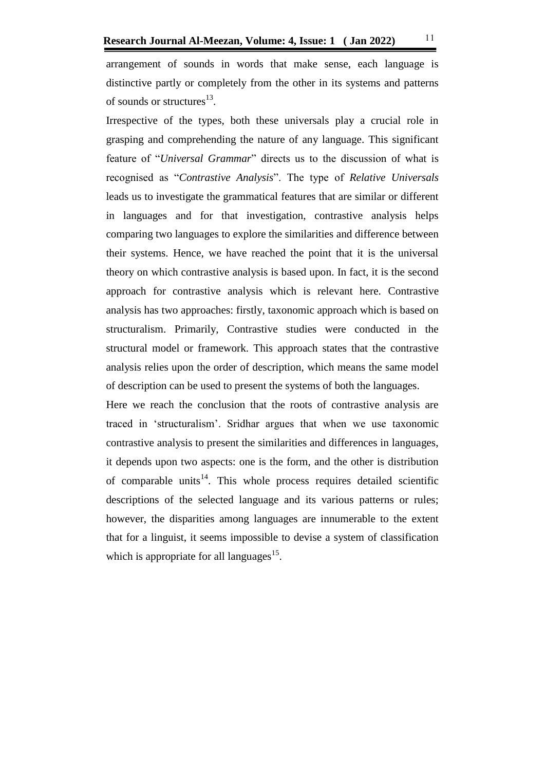arrangement of sounds in words that make sense, each language is distinctive partly or completely from the other in its systems and patterns of sounds or structures[13].

Irrespective of the types, both these universals play a crucial role in grasping and comprehending the nature of any language. This significant feature of "*Universal Grammar*" directs us to the discussion of what is recognised as "*Contrastive Analysis*". The type of *Relative Universals* leads us to investigate the grammatical features that are similar or different in languages and for that investigation, contrastive analysis helps comparing two languages to explore the similarities and difference between their systems. Hence, we have reached the point that it is the universal theory on which contrastive analysis is based upon. In fact, it is the second approach for contrastive analysis which is relevant here. Contrastive analysis has two approaches: firstly, taxonomic approach which is based on structuralism. Primarily, Contrastive studies were conducted in the structural model or framework. This approach states that the contrastive analysis relies upon the order of description, which means the same model of description can be used to present the systems of both the languages.

Here we reach the conclusion that the roots of contrastive analysis are traced in 'structuralism'. Sridhar argues that when we use taxonomic contrastive analysis to present the similarities and differences in languages, it depends upon two aspects: one is the form, and the other is distribution of comparable units[14]. This whole process requires detailed scientific descriptions of the selected language and its various patterns or rules; however, the disparities among languages are innumerable to the extent that for a linguist, it seems impossible to devise a system of classification which is appropriate for all languages[15].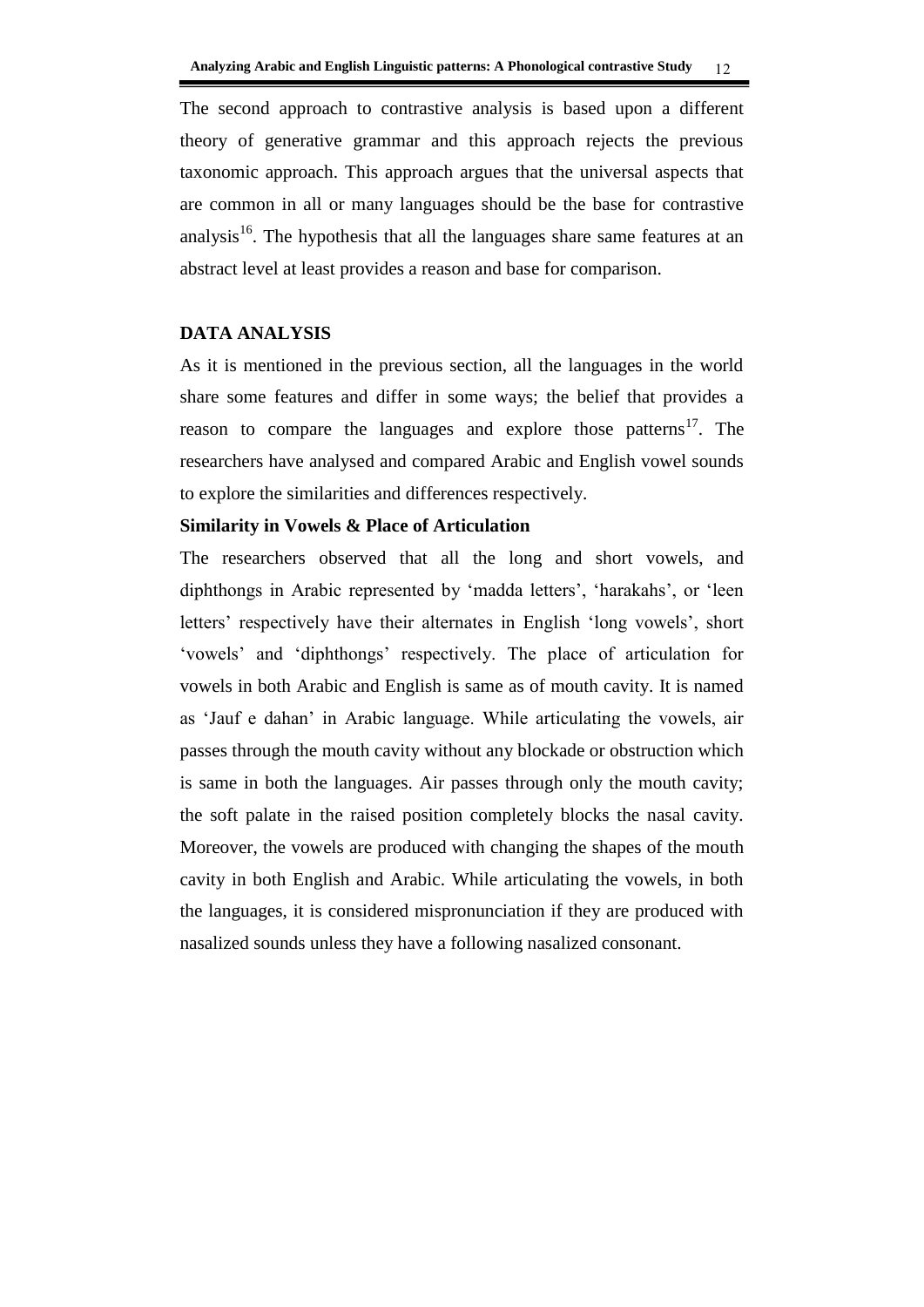The second approach to contrastive analysis is based upon a different theory of generative grammar and this approach rejects the previous taxonomic approach. This approach argues that the universal aspects that are common in all or many languages should be the base for contrastive analysis[16]. The hypothesis that all the languages share same features at an abstract level at least provides a reason and base for comparison.

## DATA ANALYSIS

As it is mentioned in the previous section, all the languages in the world share some features and differ in some ways; the belief that provides a reason to compare the languages and explore those patterns[17]. The researchers have analysed and compared Arabic and English vowel sounds to explore the similarities and differences respectively.

### Similarity in Vowels & Place of Articulation

The researchers observed that all the long and short vowels, and diphthongs in Arabic represented by 'madda letters', 'harakahs', or 'leen letters' respectively have their alternates in English 'long vowels', short 'vowels' and 'diphthongs' respectively. The place of articulation for vowels in both Arabic and English is same as of mouth cavity. It is named as 'Jauf e dahan' in Arabic language. While articulating the vowels, air passes through the mouth cavity without any blockade or obstruction which is same in both the languages. Air passes through only the mouth cavity; the soft palate in the raised position completely blocks the nasal cavity. Moreover, the vowels are produced with changing the shapes of the mouth cavity in both English and Arabic. While articulating the vowels, in both the languages, it is considered mispronunciation if they are produced with nasalized sounds unless they have a following nasalized consonant.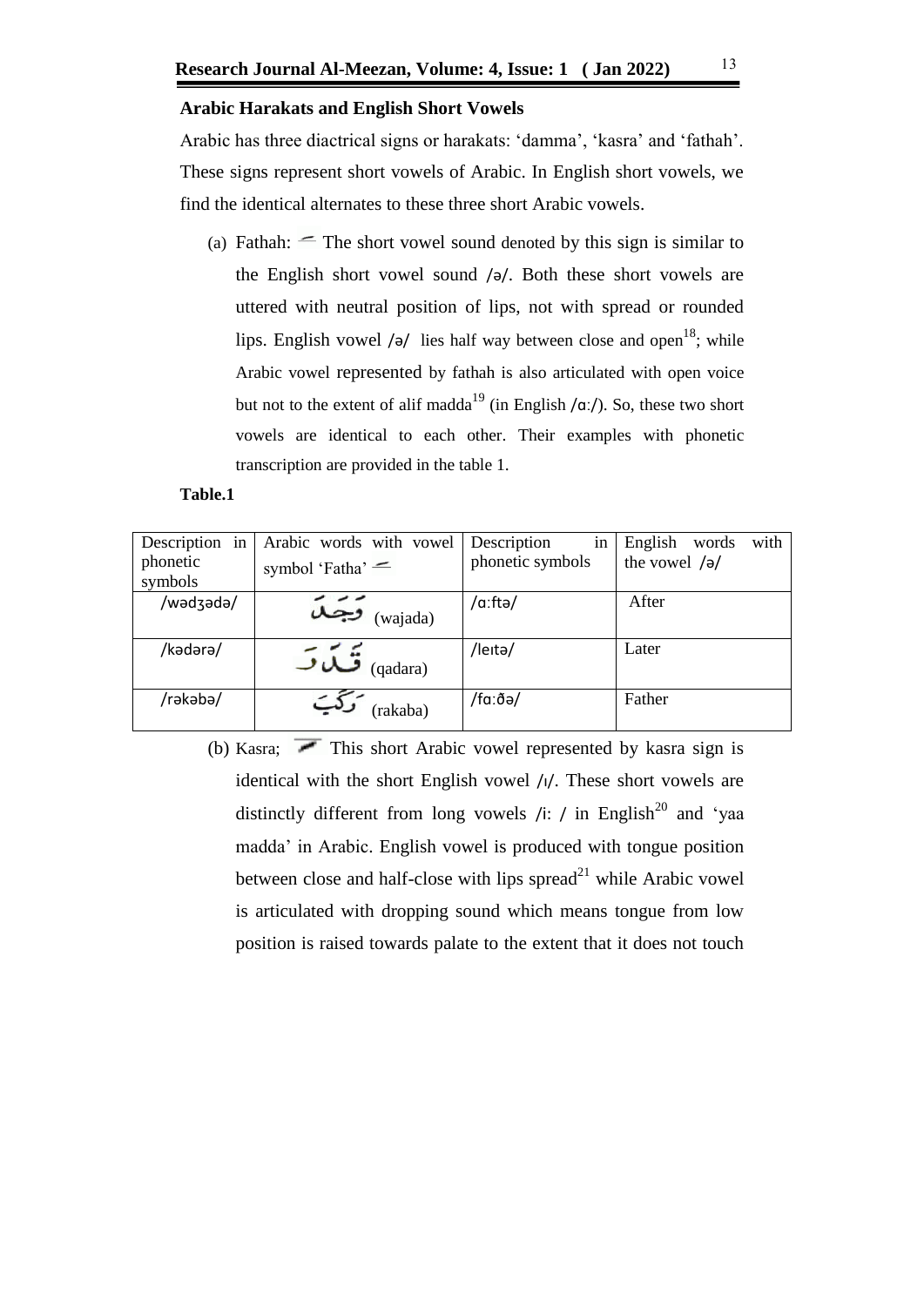**Arabic Harakats and English Short Vowels**

Arabic has three diactrical signs or harakats: 'damma', 'kasra' and 'fathah'. These signs represent short vowels of Arabic. In English short vowels, we find the identical alternates to these three short Arabic vowels.

(a) Fathah: َ The short vowel sound denoted by this sign is similar to the English short vowel sound /ə/. Both these short vowels are uttered with neutral position of lips, not with spread or rounded lips. English vowel /ə/ lies half way between close and open[18]; while Arabic vowel represented by fathah is also articulated with open voice but not to the extent of alif madda[19] (in English /ɑ:/). So, these two short vowels are identical to each other. Their examples with phonetic transcription are provided in the table 1.

**Table.1**

| Description in phonetic symbols | Arabic words with vowel symbol 'Fatha' َ | Description in phonetic symbols | English words with the vowel /ə/ |
|---|---|---|---|
| /wədʒədə/ | وَجَدَ (wajada) | /ɑ:ftə/ | After |
| /kədərə/ | قَدَرَ (qadara) | /leɪtə/ | Later |
| /rəkəbə/ | رَكِبَ (rakaba) | /fɑ:ðə/ | Father |

(b) Kasra; ِ This short Arabic vowel represented by kasra sign is identical with the short English vowel /ɪ/. These short vowels are distinctly different from long vowels /i: / in English[20] and 'yaa madda' in Arabic. English vowel is produced with tongue position between close and half-close with lips spread[21] while Arabic vowel is articulated with dropping sound which means tongue from low position is raised towards palate to the extent that it does not touch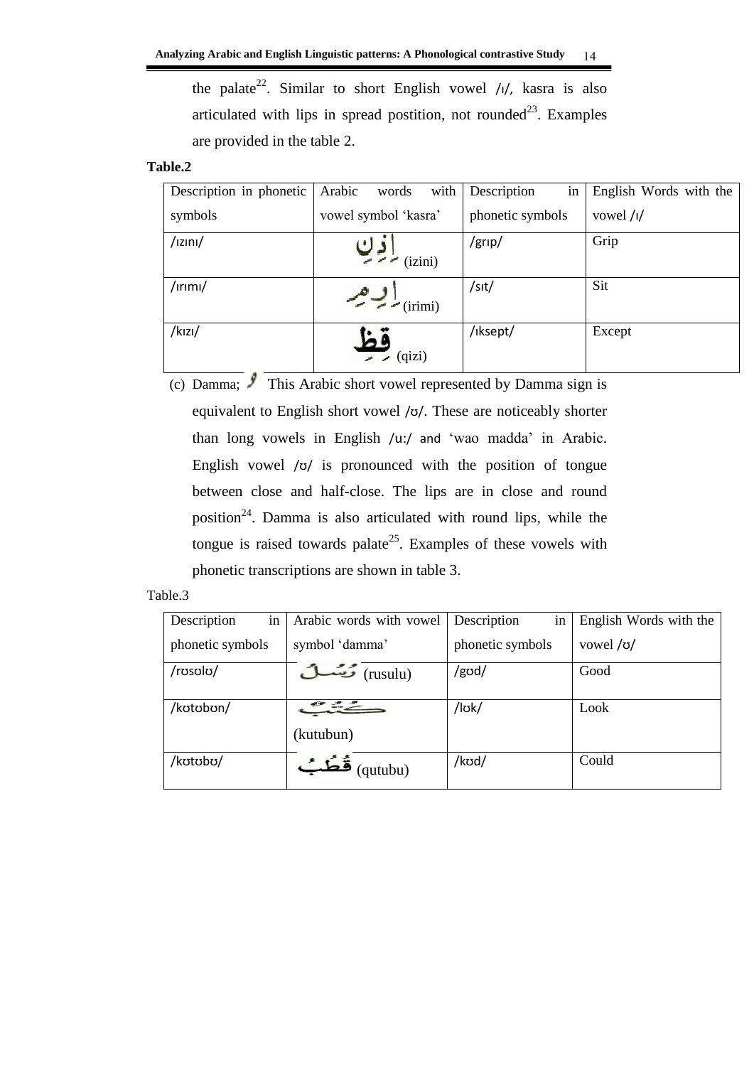the palate[22]. Similar to short English vowel /ı/, kasra is also articulated with lips in spread postition, not rounded[23]. Examples are provided in the table 2.

**Table.2**

| Description in phonetic symbols | Arabic words with vowel symbol 'kasra' | Description in phonetic symbols | English Words with the vowel /ı/ |
|---|---|---|---|
| /ızını/ | إِذِنِ (izini) | /grıp/ | Grip |
| /ırımı/ | إِرِمِ (irimi) | /sıt/ | Sit |
| /kızı/ | قِظِ (qizi) | /ıksept/ | Except |

(c) Damma; ُ This Arabic short vowel represented by Damma sign is equivalent to English short vowel /ʊ/. These are noticeably shorter than long vowels in English /u:/ and 'wao madda' in Arabic. English vowel /ʊ/ is pronounced with the position of tongue between close and half-close. The lips are in close and round position[24]. Damma is also articulated with round lips, while the tongue is raised towards palate[25]. Examples of these vowels with phonetic transcriptions are shown in table 3.

Table.3

| Description in phonetic symbols | Arabic words with vowel symbol 'damma' | Description in phonetic symbols | English Words with the vowel /ʊ/ |
|---|---|---|---|
| /rʊsʊlʊ/ | رُسُلُ (rusulu) | /gʊd/ | Good |
| /kʊtʊbʊn/ | كُتُبٌ (kutubun) | /lʊk/ | Look |
| /kʊtʊbʊ/ | قُطُبُ (qutubu) | /kʊd/ | Could |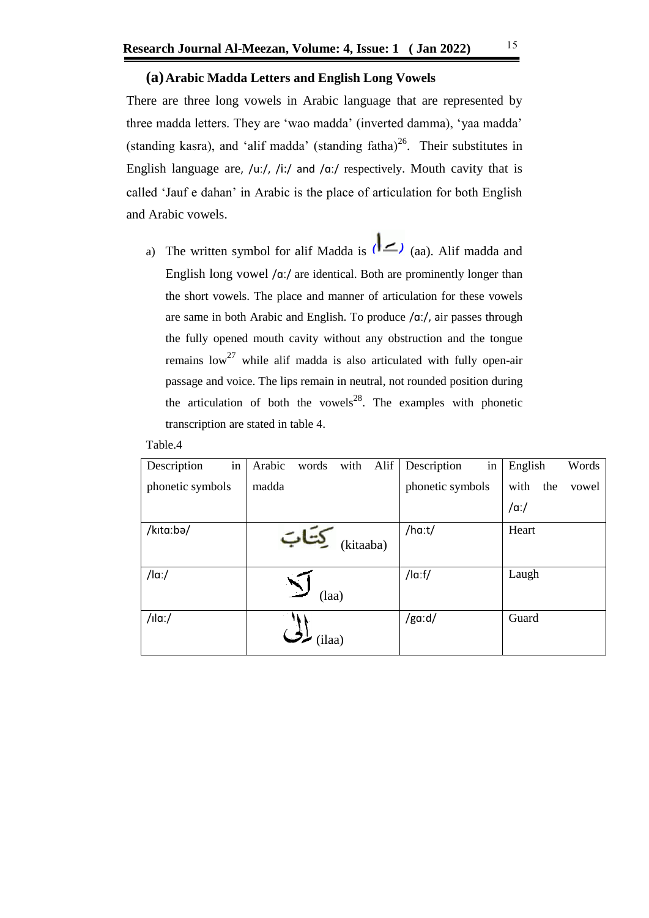### (a) Arabic Madda Letters and English Long Vowels

There are three long vowels in Arabic language that are represented by three madda letters. They are 'wao madda' (inverted damma), 'yaa madda' (standing kasra), and 'alif madda' (standing fatha)[26]. Their substitutes in English language are, /uː/, /iː/ and /ɑː/ respectively. Mouth cavity that is called 'Jauf e dahan' in Arabic is the place of articulation for both English and Arabic vowels.

a) The written symbol for alif Madda is (ـَا) (aa). Alif madda and English long vowel /ɑː/ are identical. Both are prominently longer than the short vowels. The place and manner of articulation for these vowels are same in both Arabic and English. To produce /ɑː/, air passes through the fully opened mouth cavity without any obstruction and the tongue remains low[27] while alif madda is also articulated with fully open-air passage and voice. The lips remain in neutral, not rounded position during the articulation of both the vowels[28]. The examples with phonetic transcription are stated in table 4.

Table.4

| Description in phonetic symbols | Arabic words with Alif madda | Description in phonetic symbols | English Words with the vowel /ɑː/ |
|---|---|---|---|
| /kɪtɑːbə/ | كِتَابَ (kitaaba) | /hɑːt/ | Heart |
| /lɑː/ | لَا (laa) | /lɑːf/ | Laugh |
| /ɪlɑː/ | إِلَى (ilaa) | /gɑːd/ | Guard |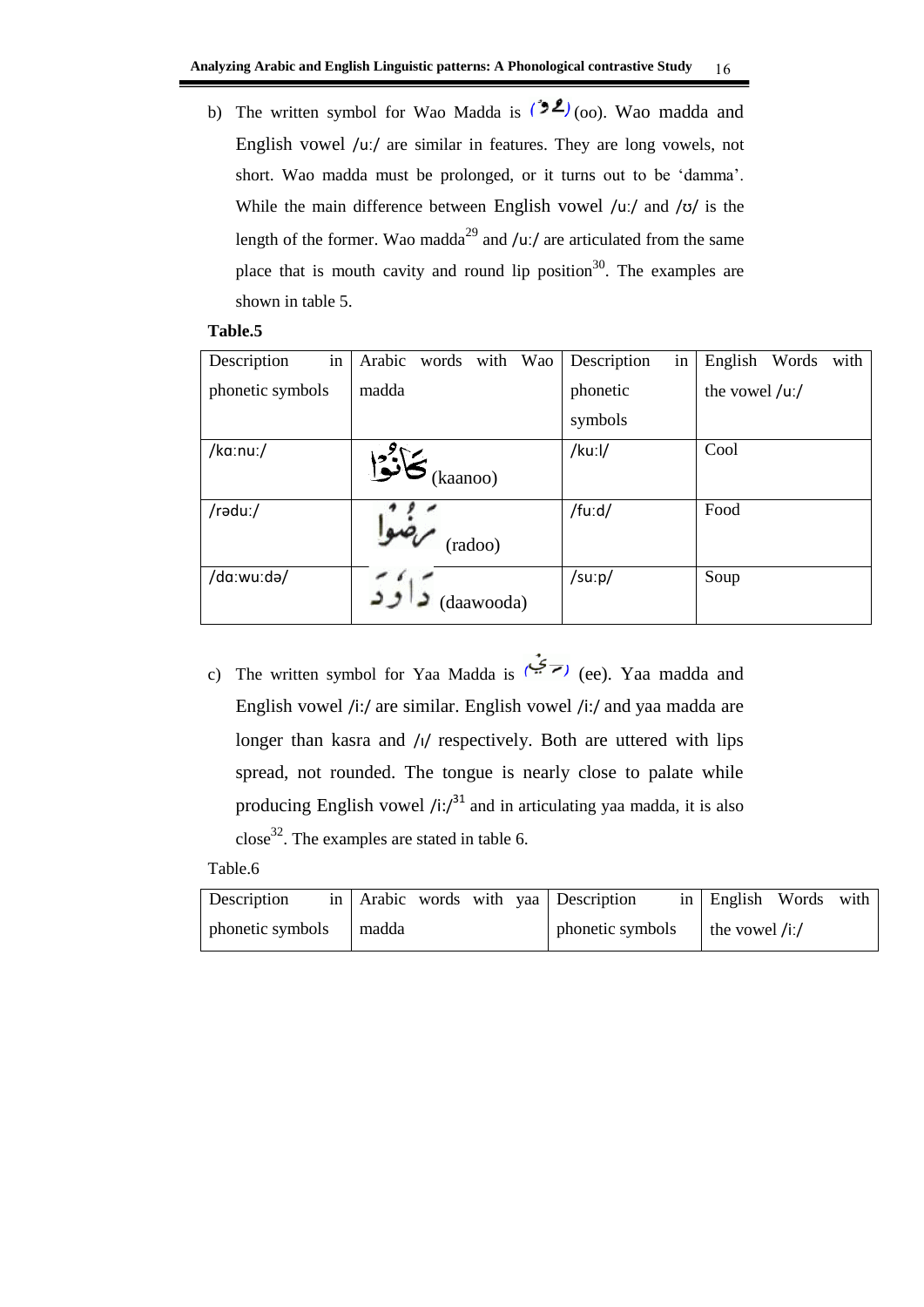b) The written symbol for Wao Madda is (ـُو) (oo). Wao madda and English vowel /uː/ are similar in features. They are long vowels, not short. Wao madda must be prolonged, or it turns out to be 'damma'. While the main difference between English vowel /uː/ and /ʊ/ is the length of the former. Wao madda[29] and /uː/ are articulated from the same place that is mouth cavity and round lip position[30]. The examples are shown in table 5.

**Table.5**

| Description in phonetic symbols | Arabic words with Wao madda | Description in phonetic symbols | English Words with the vowel /uː/ |
|---|---|---|---|
| /kaːnuː/ | كَانُوْا (kaanoo) | /kuːl/ | Cool |
| /rəduː/ | رَضُوا (radoo) | /fuːd/ | Food |
| /daːwuːdə/ | دَاوُدَ (daawooda) | /suːp/ | Soup |

c) The written symbol for Yaa Madda is (ـِي) (ee). Yaa madda and English vowel /iː/ are similar. English vowel /iː/ and yaa madda are longer than kasra and /ɪ/ respectively. Both are uttered with lips spread, not rounded. The tongue is nearly close to palate while producing English vowel /iː/[31] and in articulating yaa madda, it is also close[32]. The examples are stated in table 6.

Table.6

| Description in phonetic symbols | Arabic words with yaa madda | Description in phonetic symbols | English Words with the vowel /iː/ |
|---|---|---|---|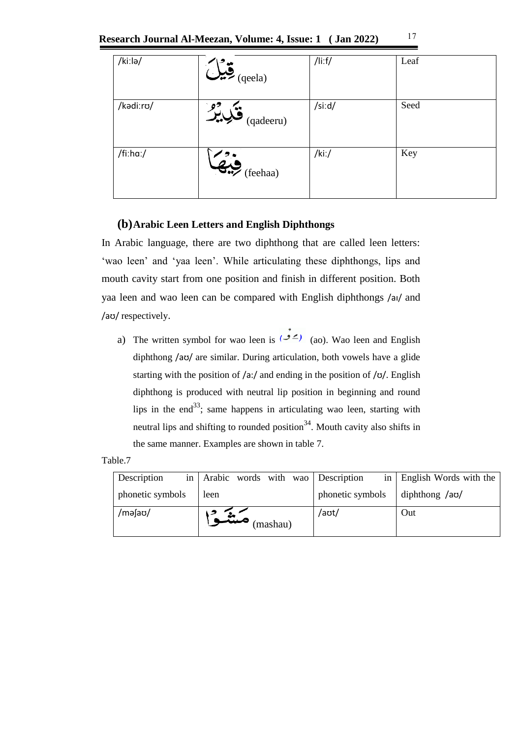| /kiːlə/ | قِيْلَ (qeela) | /liːf/ | Leaf |
|---|---|---|---|
| /kədiːrʊ/ | قَدِيْرٌ (qadeeru) | /siːd/ | Seed |
| /fiːhɑː/ | فِيْهَا (feehaa) | /kiː/ | Key |

### (b) Arabic Leen Letters and English Diphthongs

In Arabic language, there are two diphthong that are called leen letters: 'wao leen' and 'yaa leen'. While articulating these diphthongs, lips and mouth cavity start from one position and finish in different position. Both yaa leen and wao leen can be compared with English diphthongs /aɪ/ and /aʊ/ respectively.

a) The written symbol for wao leen is (ـَوْ) (ao). Wao leen and English diphthong /aʊ/ are similar. During articulation, both vowels have a glide starting with the position of /a:/ and ending in the position of /ʊ/. English diphthong is produced with neutral lip position in beginning and round lips in the end[33]; same happens in articulating wao leen, starting with neutral lips and shifting to rounded position[34]. Mouth cavity also shifts in the same manner. Examples are shown in table 7.

Table.7

| Description in phonetic symbols | Arabic words with wao leen | Description in phonetic symbols | English Words with the diphthong /aʊ/ |
|---|---|---|---|
| /məʃaʊ/ | مَشَوْا (mashau) | /aʊt/ | Out |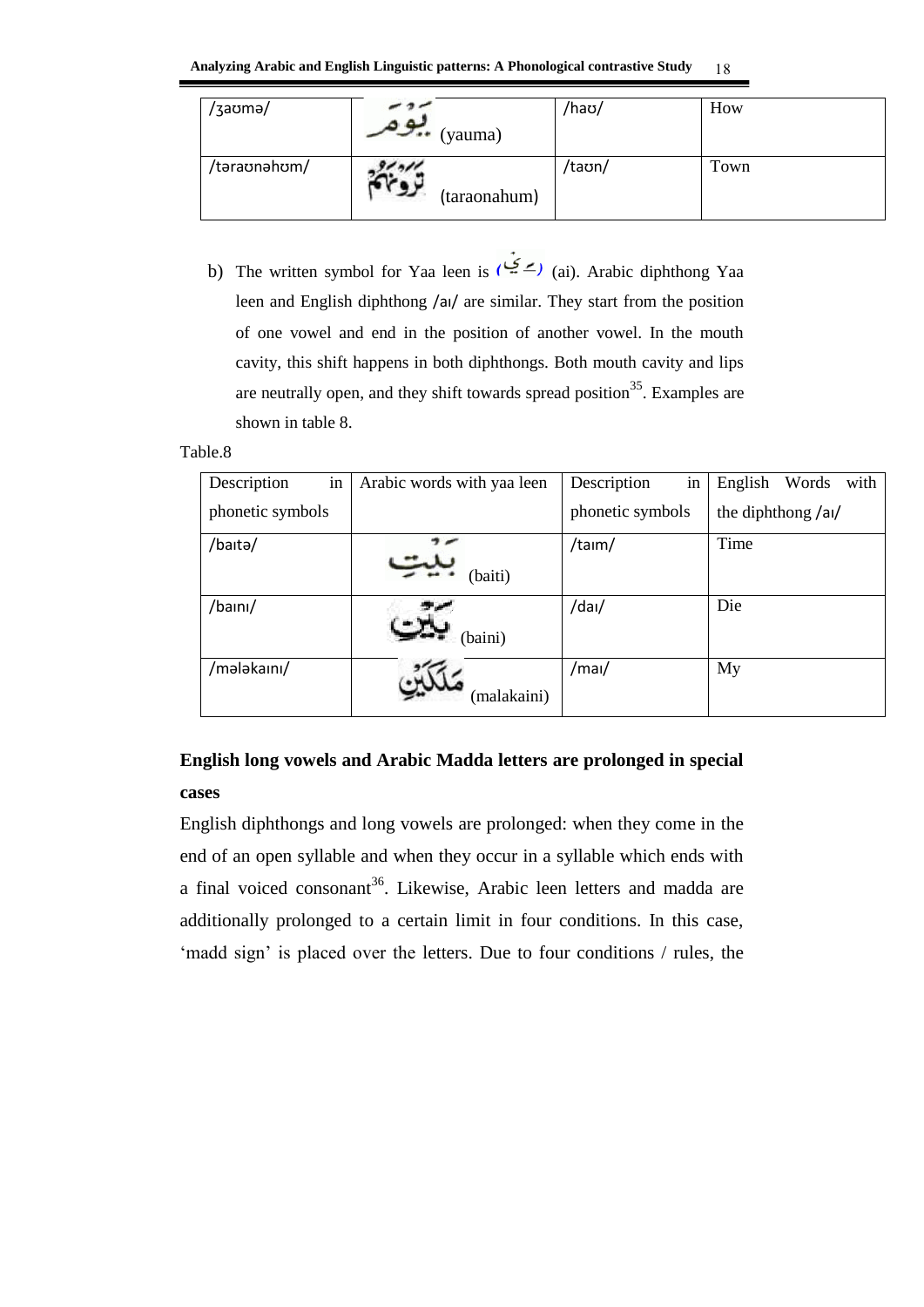| /ʒaʊmə/ | يَوْمَ (yauma) | /haʊ/ | How |
|---|---|---|---|
| /təraʊnəhʊm/ | تَرَوْنَهُمْ (taraonahum) | /taʊn/ | Town |

b) The written symbol for Yaa leen is (ـَيْ) (ai). Arabic diphthong Yaa leen and English diphthong /aɪ/ are similar. They start from the position of one vowel and end in the position of another vowel. In the mouth cavity, this shift happens in both diphthongs. Both mouth cavity and lips are neutrally open, and they shift towards spread position[35]. Examples are shown in table 8.

Table.8

| Description in phonetic symbols | Arabic words with yaa leen | Description in phonetic symbols | English Words with the diphthong /aɪ/ |
|---|---|---|---|
| /baɪtə/ | بَيْتِ (baiti) | /taɪm/ | Time |
| /baɪnɪ/ | بَيْنِ (baini) | /daɪ/ | Die |
| /mələkaɪnɪ/ | مَلَكَيْنِ (malakaini) | /maɪ/ | My |

**English long vowels and Arabic Madda letters are prolonged in special cases**

English diphthongs and long vowels are prolonged: when they come in the end of an open syllable and when they occur in a syllable which ends with a final voiced consonant[36]. Likewise, Arabic leen letters and madda are additionally prolonged to a certain limit in four conditions. In this case, 'madd sign' is placed over the letters. Due to four conditions / rules, the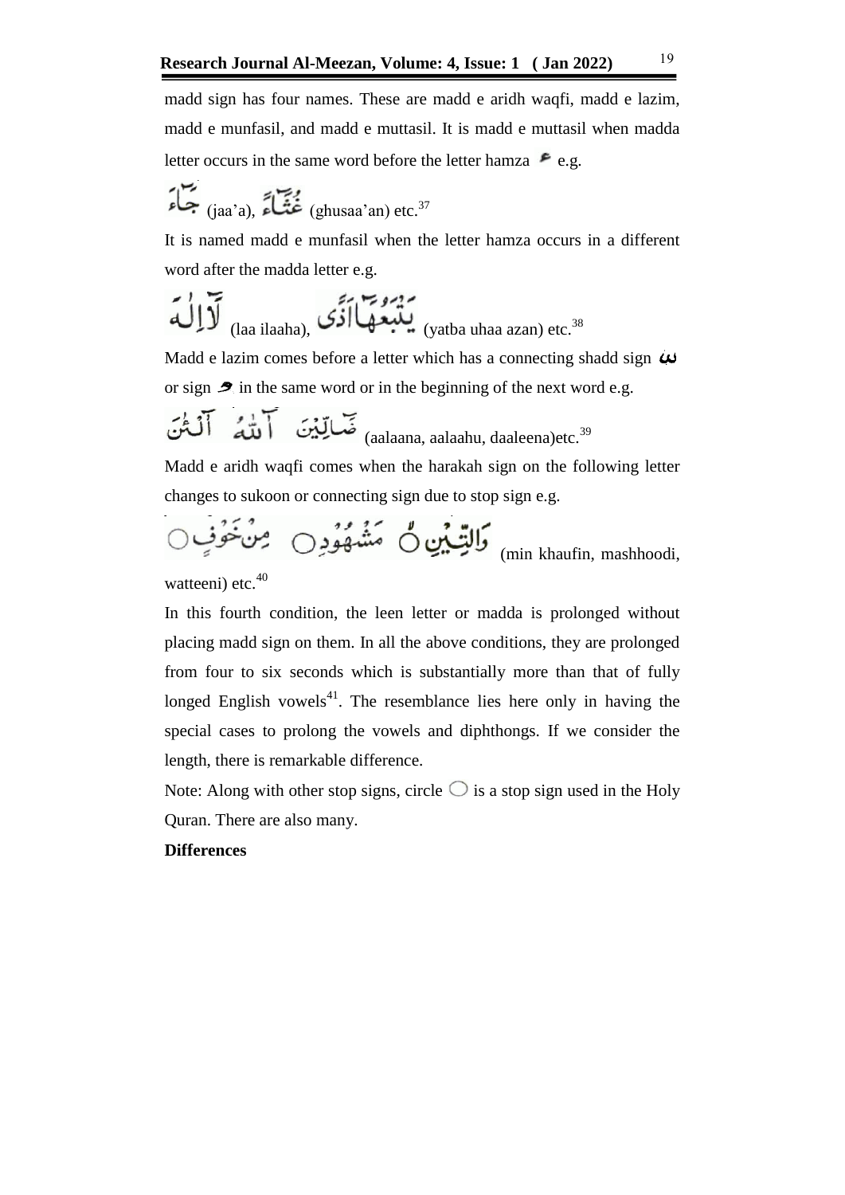madd sign has four names. These are madd e aridh waqfi, madd e lazim, madd e munfasil, and madd e muttasil. It is madd e muttasil when madda letter occurs in the same word before the letter hamza ء e.g.

جَآءَ (jaa'a), غُثَآءً (ghusaa'an) etc.[37]

It is named madd e munfasil when the letter hamza occurs in a different word after the madda letter e.g.

لَآاِلٰهَ (laa ilaaha), يَتْبَعُهَآاَذًى (yatba uhaa azan) etc.[38]

Madd e lazim comes before a letter which has a connecting shadd sign ّ or sign ْ in the same word or in the beginning of the next word e.g.

ضَآلِّيْنَ آللّٰهُ آلْئٰنَ (aalaana, aalaahu, daaleena)etc.[39]

Madd e aridh waqfi comes when the harakah sign on the following letter changes to sukoon or connecting sign due to stop sign e.g.

وَالتِّيْنِ ○ مَشْهُوْدٍ ○ مِنْ خَوْفٍ ○ (min khaufin, mashhoodi, watteeni) etc.[40]

In this fourth condition, the leen letter or madda is prolonged without placing madd sign on them. In all the above conditions, they are prolonged from four to six seconds which is substantially more than that of fully longed English vowels[41]. The resemblance lies here only in having the special cases to prolong the vowels and diphthongs. If we consider the length, there is remarkable difference.

Note: Along with other stop signs, circle ○ is a stop sign used in the Holy Quran. There are also many.

**Differences**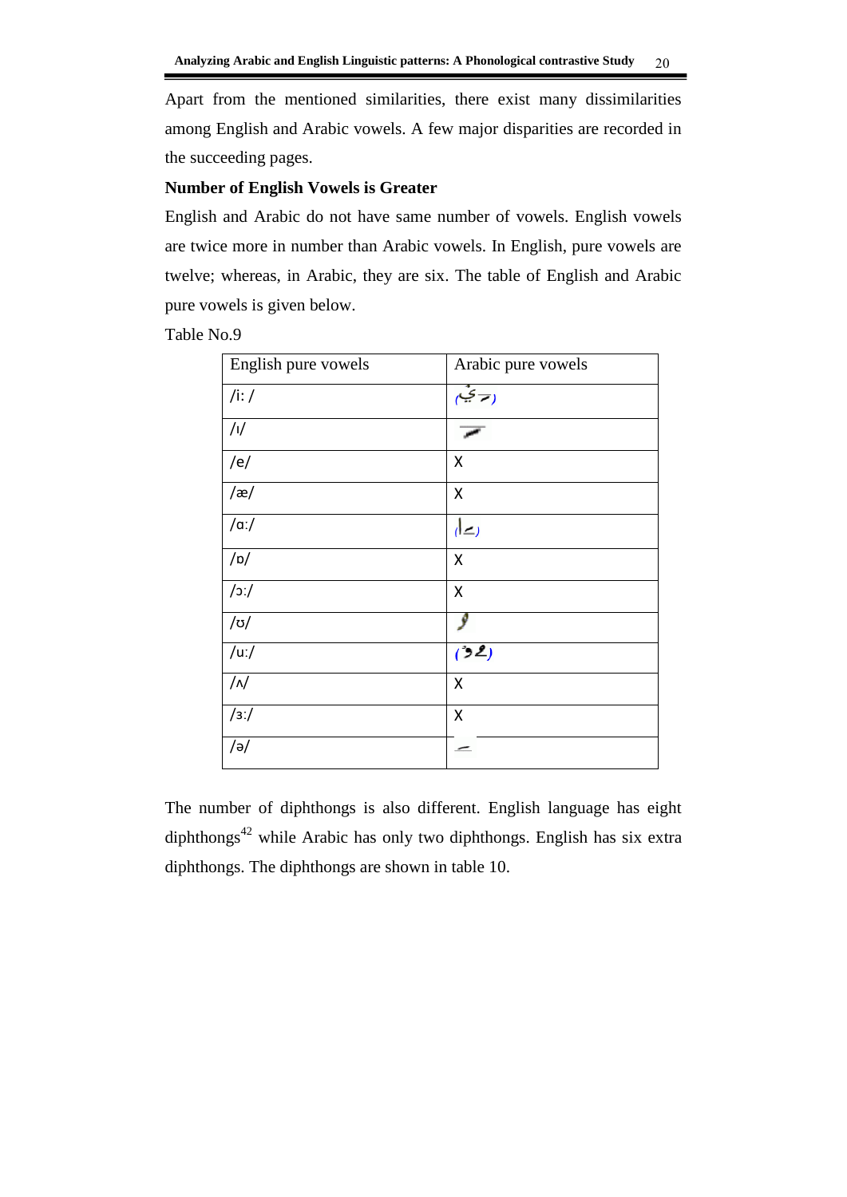Apart from the mentioned similarities, there exist many dissimilarities among English and Arabic vowels. A few major disparities are recorded in the succeeding pages.

**Number of English Vowels is Greater**

English and Arabic do not have same number of vowels. English vowels are twice more in number than Arabic vowels. In English, pure vowels are twelve; whereas, in Arabic, they are six. The table of English and Arabic pure vowels is given below.

Table No.9

| English pure vowels | Arabic pure vowels |
|---|---|
| /i: / | (ـِـي) |
| /ı/ | ـِـ |
| /e/ | X |
| /æ/ | X |
| /ɑ:/ | (ـَـا) |
| /ɒ/ | X |
| /ɔ:/ | X |
| /ʊ/ | ـُـ |
| /u:/ | (ـُـو) |
| /ʌ/ | X |
| /ɜ:/ | X |
| /ə/ | ـَـ |

The number of diphthongs is also different. English language has eight diphthongs[42] while Arabic has only two diphthongs. English has six extra diphthongs. The diphthongs are shown in table 10.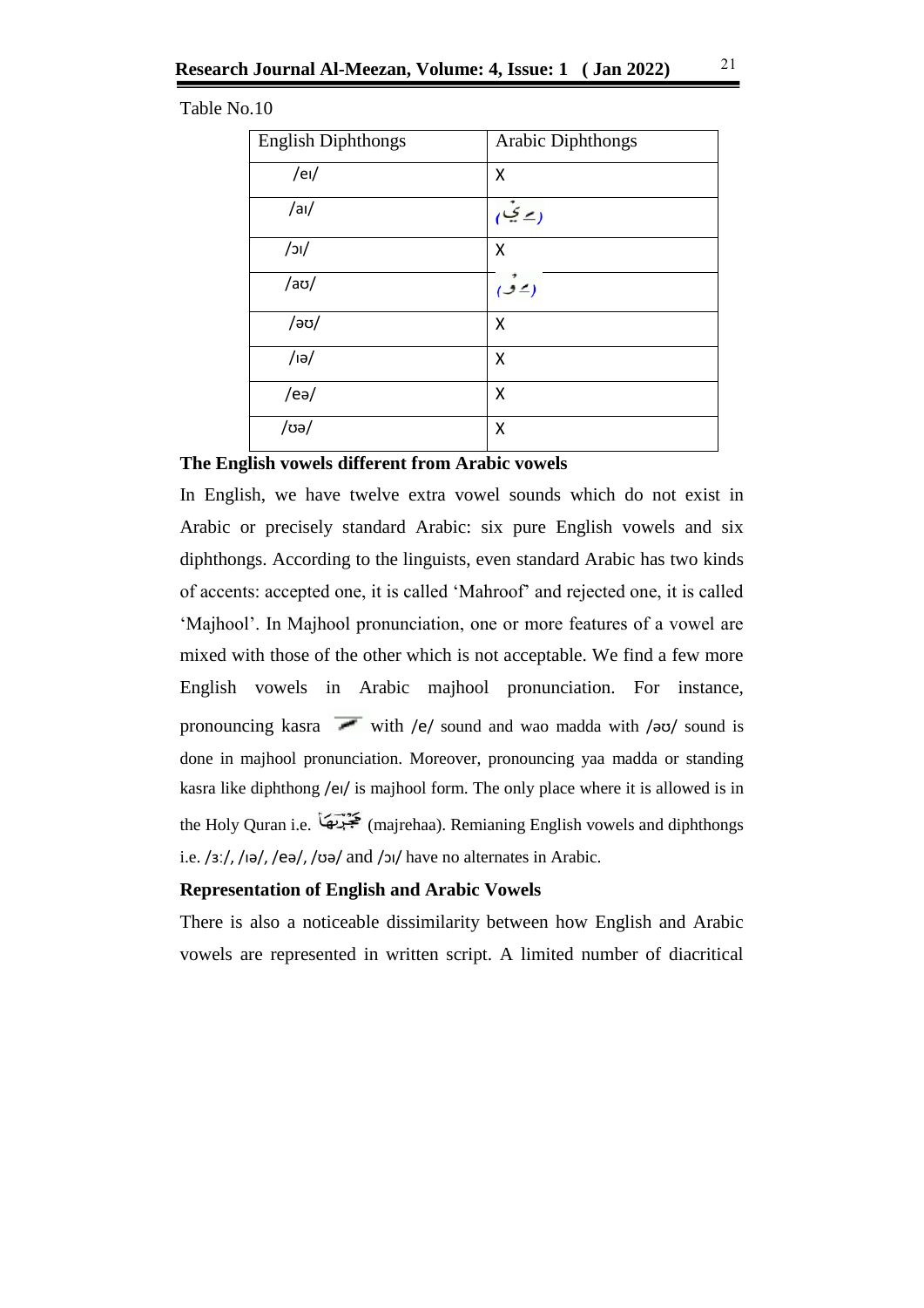Table No.10

| English Diphthongs | Arabic Diphthongs |
|---|---|
| /eɪ/ | X |
| /aɪ/ | (ـَيْ) |
| /ɔɪ/ | X |
| /aʊ/ | (ـَوْ) |
| /əʊ/ | X |
| /ɪə/ | X |
| /eə/ | X |
| /ʊə/ | X |

**The English vowels different from Arabic vowels**

In English, we have twelve extra vowel sounds which do not exist in Arabic or precisely standard Arabic: six pure English vowels and six diphthongs. According to the linguists, even standard Arabic has two kinds of accents: accepted one, it is called 'Mahroof' and rejected one, it is called 'Majhool'. In Majhool pronunciation, one or more features of a vowel are mixed with those of the other which is not acceptable. We find a few more English vowels in Arabic majhool pronunciation. For instance, pronouncing kasra ـِ with /e/ sound and wao madda with /əʊ/ sound is done in majhool pronunciation. Moreover, pronouncing yaa madda or standing kasra like diphthong /eɪ/ is majhool form. The only place where it is allowed is in the Holy Quran i.e. مَجْرٖهَا (majrehaa). Remianing English vowels and diphthongs i.e. /ɜː/, /ɪə/, /eə/, /ʊə/ and /ɔɪ/ have no alternates in Arabic.

**Representation of English and Arabic Vowels**

There is also a noticeable dissimilarity between how English and Arabic vowels are represented in written script. A limited number of diacritical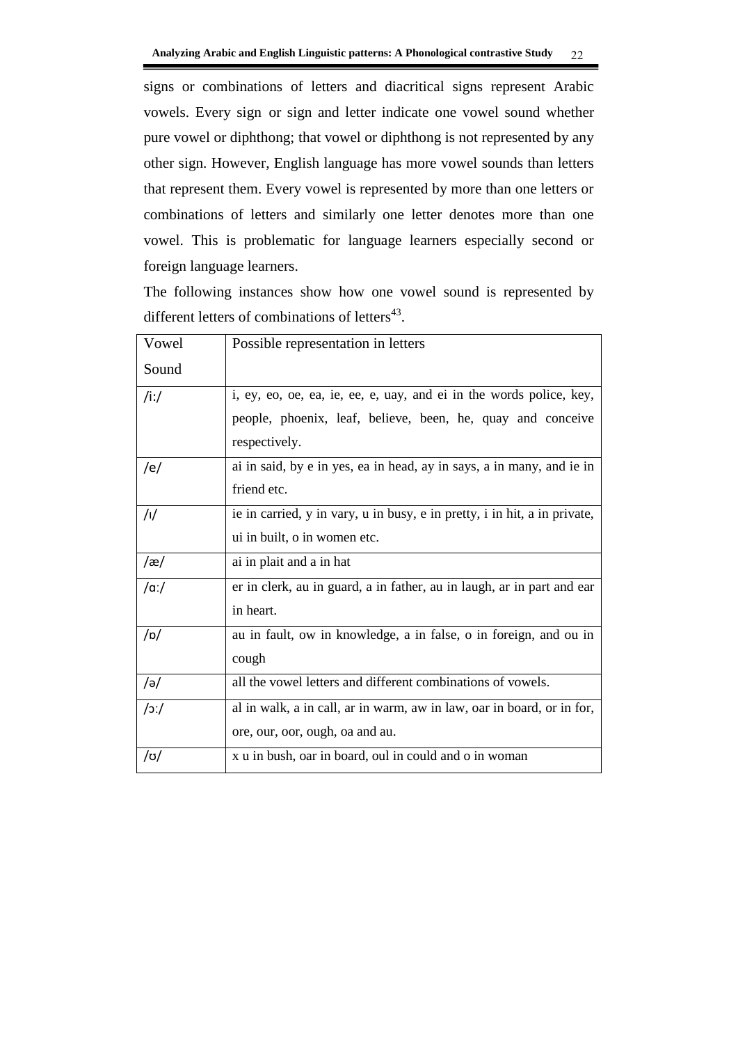signs or combinations of letters and diacritical signs represent Arabic vowels. Every sign or sign and letter indicate one vowel sound whether pure vowel or diphthong; that vowel or diphthong is not represented by any other sign. However, English language has more vowel sounds than letters that represent them. Every vowel is represented by more than one letters or combinations of letters and similarly one letter denotes more than one vowel. This is problematic for language learners especially second or foreign language learners.

The following instances show how one vowel sound is represented by different letters of combinations of letters[43].

| Vowel Sound | Possible representation in letters |
|---|---|
| /iː/ | i, ey, eo, oe, ea, ie, ee, e, uay, and ei in the words police, key, people, phoenix, leaf, believe, been, he, quay and conceive respectively. |
| /e/ | ai in said, by e in yes, ea in head, ay in says, a in many, and ie in friend etc. |
| /ɪ/ | ie in carried, y in vary, u in busy, e in pretty, i in hit, a in private, ui in built, o in women etc. |
| /æ/ | ai in plait and a in hat |
| /ɑː/ | er in clerk, au in guard, a in father, au in laugh, ar in part and ear in heart. |
| /ɒ/ | au in fault, ow in knowledge, a in false, o in foreign, and ou in cough |
| /ə/ | all the vowel letters and different combinations of vowels. |
| /ɔː/ | al in walk, a in call, ar in warm, aw in law, oar in board, or in for, ore, our, oor, ough, oa and au. |
| /ʊ/ | x u in bush, oar in board, oul in could and o in woman |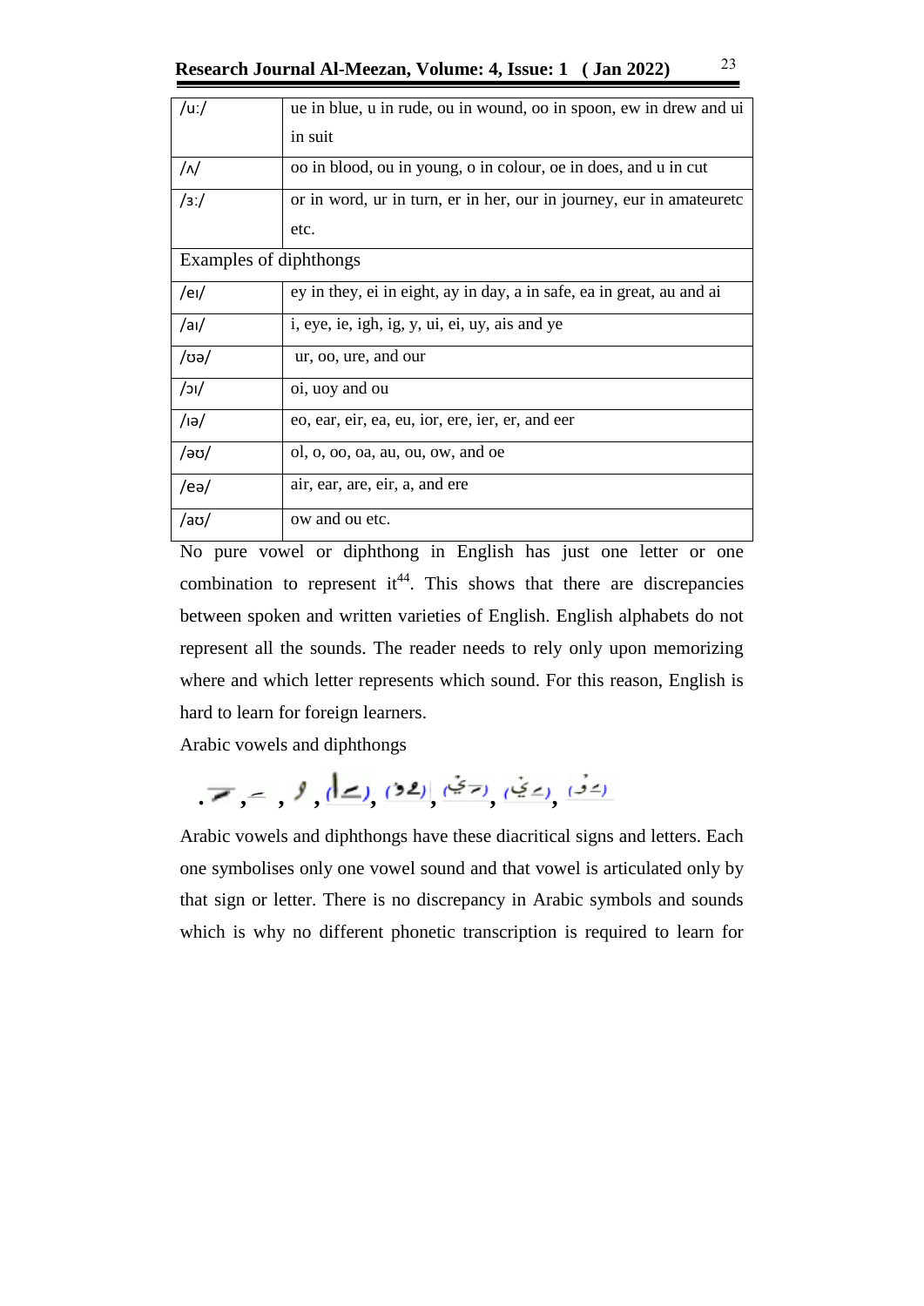| | |
|---|---|
| /uː/ | ue in blue, u in rude, ou in wound, oo in spoon, ew in drew and ui in suit |
| /ʌ/ | oo in blood, ou in young, o in colour, oe in does, and u in cut |
| /ɜː/ | or in word, ur in turn, er in her, our in journey, eur in amateuretc etc. |
| Examples of diphthongs | |
| /eɪ/ | ey in they, ei in eight, ay in day, a in safe, ea in great, au and ai |
| /aɪ/ | i, eye, ie, igh, ig, y, ui, ei, uy, ais and ye |
| /ʊə/ | ur, oo, ure, and our |
| /ɔɪ/ | oi, uoy and ou |
| /ɪə/ | eo, ear, eir, ea, eu, ior, ere, ier, er, and eer |
| /əʊ/ | ol, o, oo, oa, au, ou, ow, and oe |
| /eə/ | air, ear, are, eir, a, and ere |
| /aʊ/ | ow and ou etc. |

No pure vowel or diphthong in English has just one letter or one combination to represent it[44]. This shows that there are discrepancies between spoken and written varieties of English. English alphabets do not represent all the sounds. The reader needs to rely only upon memorizing where and which letter represents which sound. For this reason, English is hard to learn for foreign learners.

Arabic vowels and diphthongs

َ , ِ , ُ , (ـَا), (ـُو), (ـِي), (ـَيْ), (ـَوْ).

Arabic vowels and diphthongs have these diacritical signs and letters. Each one symbolises only one vowel sound and that vowel is articulated only by that sign or letter. There is no discrepancy in Arabic symbols and sounds which is why no different phonetic transcription is required to learn for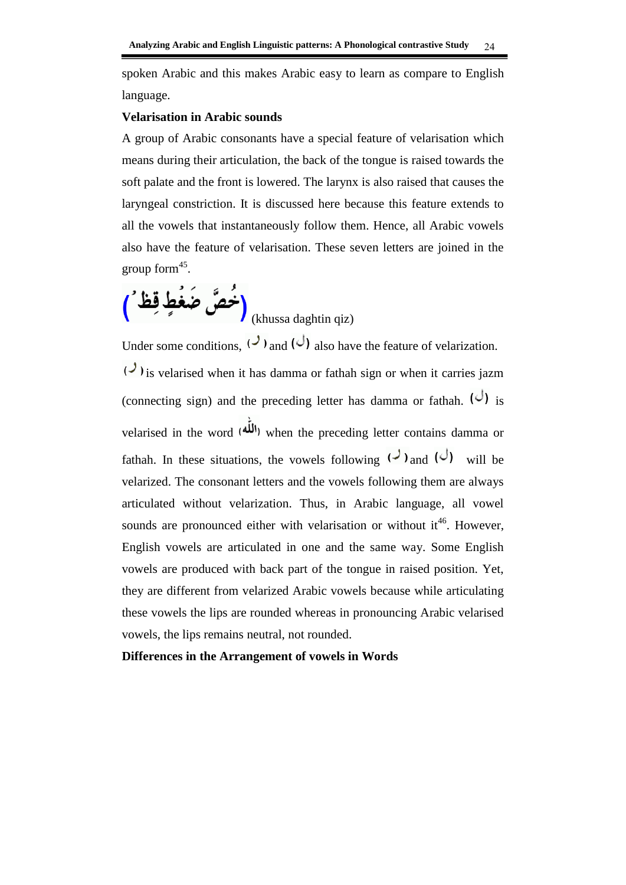spoken Arabic and this makes Arabic easy to learn as compare to English language.

**Velarisation in Arabic sounds**

A group of Arabic consonants have a special feature of velarisation which means during their articulation, the back of the tongue is raised towards the soft palate and the front is lowered. The larynx is also raised that causes the laryngeal constriction. It is discussed here because this feature extends to all the vowels that instantaneously follow them. Hence, all Arabic vowels also have the feature of velarisation. These seven letters are joined in the group form[45].

(خُصَّ ضَغْطٍ قِظْ) (khussa daghtin qiz)

Under some conditions, (ر) and (ل) also have the feature of velarization. (ر) is velarised when it has damma or fathah sign or when it carries jazm (connecting sign) and the preceding letter has damma or fathah. (ل) is velarised in the word (الله) when the preceding letter contains damma or fathah. In these situations, the vowels following (ر) and (ل) will be velarized. The consonant letters and the vowels following them are always articulated without velarization. Thus, in Arabic language, all vowel sounds are pronounced either with velarisation or without it[46]. However, English vowels are articulated in one and the same way. Some English vowels are produced with back part of the tongue in raised position. Yet, they are different from velarized Arabic vowels because while articulating these vowels the lips are rounded whereas in pronouncing Arabic velarised vowels, the lips remains neutral, not rounded.

**Differences in the Arrangement of vowels in Words**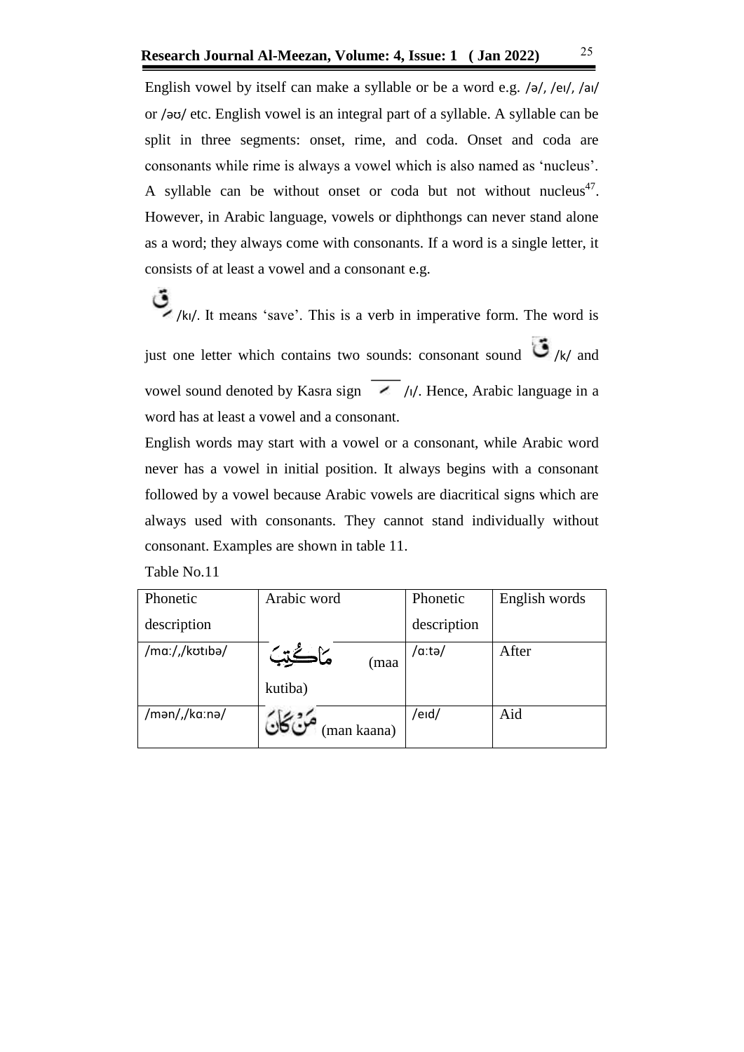English vowel by itself can make a syllable or be a word e.g. /ə/, /eɪ/, /aɪ/ or /əʊ/ etc. English vowel is an integral part of a syllable. A syllable can be split in three segments: onset, rime, and coda. Onset and coda are consonants while rime is always a vowel which is also named as 'nucleus'. A syllable can be without onset or coda but not without nucleus[47]. However, in Arabic language, vowels or diphthongs can never stand alone as a word; they always come with consonants. If a word is a single letter, it consists of at least a vowel and a consonant e.g.

قِ /kɪ/. It means 'save'. This is a verb in imperative form. The word is just one letter which contains two sounds: consonant sound ق /k/ and vowel sound denoted by Kasra sign ـِ /ɪ/. Hence, Arabic language in a word has at least a vowel and a consonant.

English words may start with a vowel or a consonant, while Arabic word never has a vowel in initial position. It always begins with a consonant followed by a vowel because Arabic vowels are diacritical signs which are always used with consonants. They cannot stand individually without consonant. Examples are shown in table 11.

Table No.11

| Phonetic description | Arabic word | Phonetic description | English words |
|---|---|---|---|
| /mɑː/,/kʊtɪbə/ | مَا كُتِبَ (maa kutiba) | /ɑːtə/ | After |
| /mən/,/kɑːnə/ | مَنْ كَانَ (man kaana) | /eɪd/ | Aid |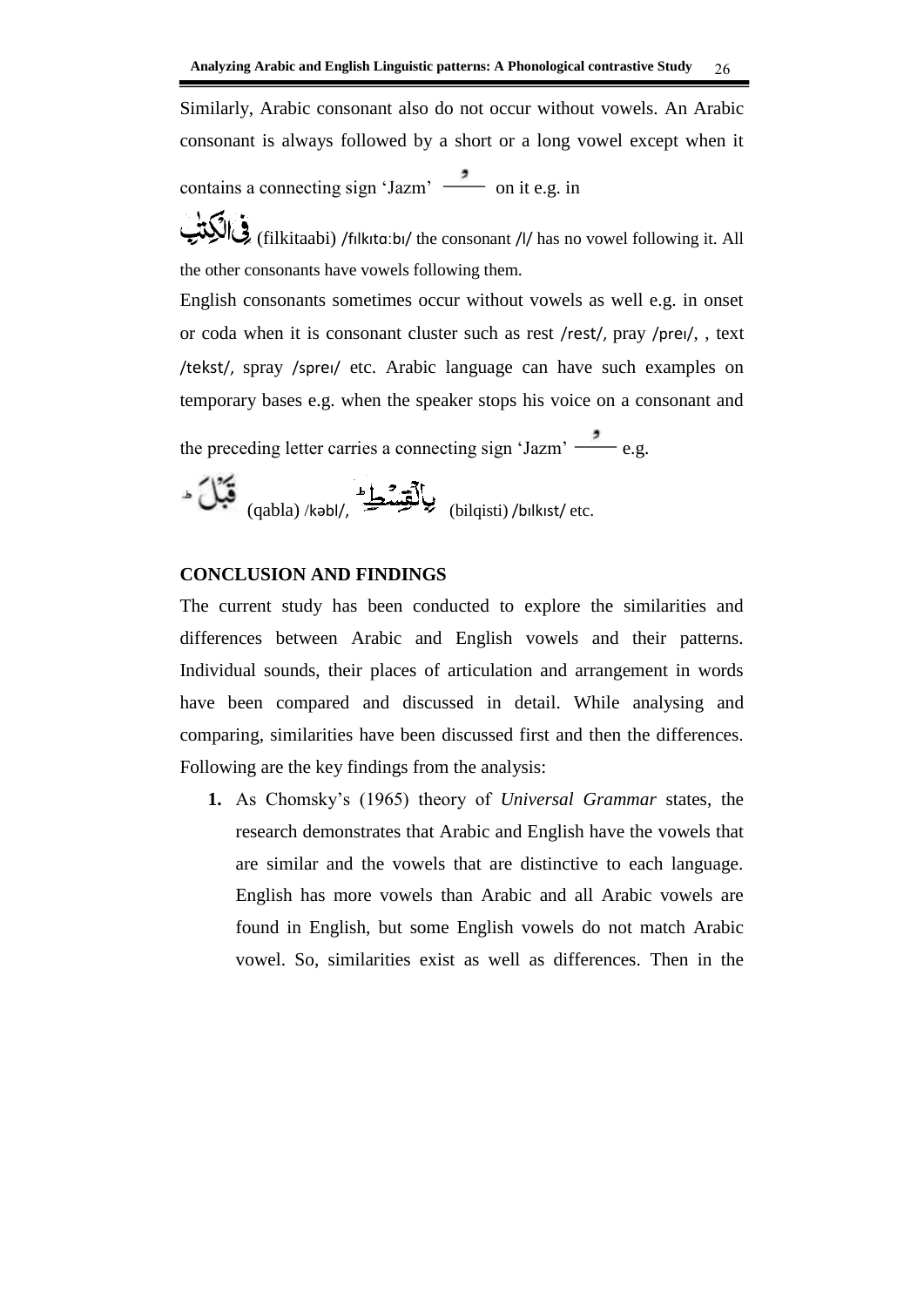Similarly, Arabic consonant also do not occur without vowels. An Arabic consonant is always followed by a short or a long vowel except when it contains a connecting sign 'Jazm' ـْـ on it e.g. in

فِي الْكِتَابِ (filkitaabi) /fɪlkɪtɑːbɪ/ the consonant /l/ has no vowel following it. All the other consonants have vowels following them.

English consonants sometimes occur without vowels as well e.g. in onset or coda when it is consonant cluster such as rest /rest/, pray /preɪ/, , text /tekst/, spray /spreɪ/ etc. Arabic language can have such examples on temporary bases e.g. when the speaker stops his voice on a consonant and the preceding letter carries a connecting sign 'Jazm' ـْـ e.g.

قَبْلَ (qabla) /kəbl/, بِالْقِسْطِ (bilqisti) /bɪlkɪst/ etc.

## CONCLUSION AND FINDINGS

The current study has been conducted to explore the similarities and differences between Arabic and English vowels and their patterns. Individual sounds, their places of articulation and arrangement in words have been compared and discussed in detail. While analysing and comparing, similarities have been discussed first and then the differences. Following are the key findings from the analysis:

1. As Chomsky's (1965) theory of *Universal Grammar* states, the research demonstrates that Arabic and English have the vowels that are similar and the vowels that are distinctive to each language. English has more vowels than Arabic and all Arabic vowels are found in English, but some English vowels do not match Arabic vowel. So, similarities exist as well as differences. Then in the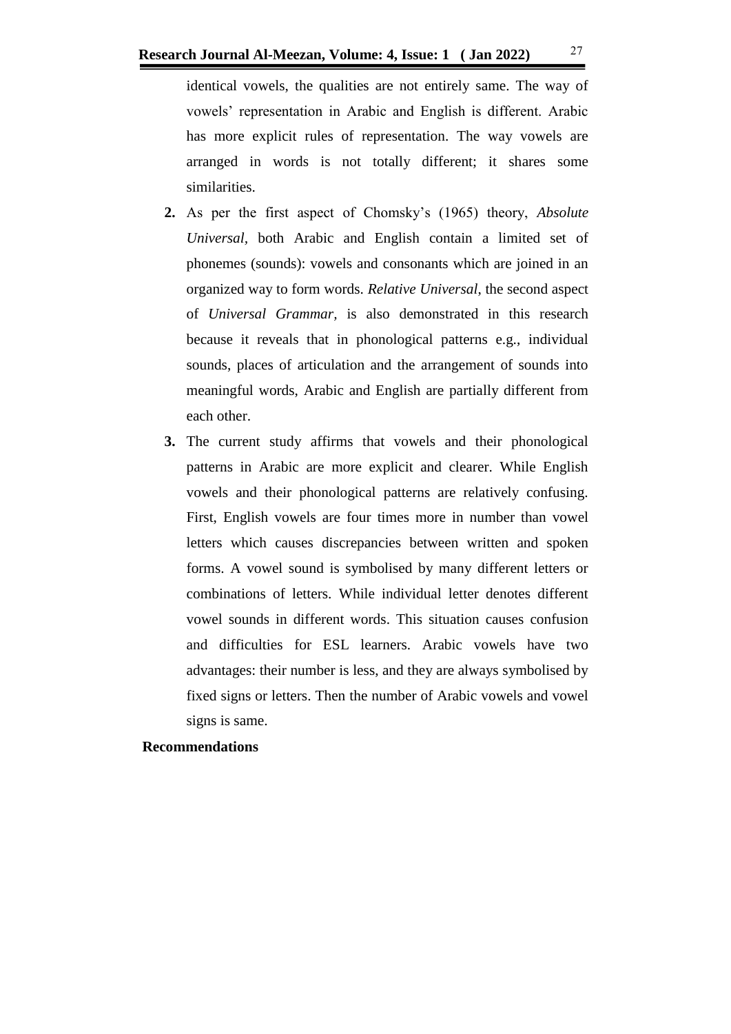identical vowels, the qualities are not entirely same. The way of vowels' representation in Arabic and English is different. Arabic has more explicit rules of representation. The way vowels are arranged in words is not totally different; it shares some similarities.

2. As per the first aspect of Chomsky's (1965) theory, *Absolute Universal*, both Arabic and English contain a limited set of phonemes (sounds): vowels and consonants which are joined in an organized way to form words. *Relative Universal*, the second aspect of *Universal Grammar*, is also demonstrated in this research because it reveals that in phonological patterns e.g., individual sounds, places of articulation and the arrangement of sounds into meaningful words, Arabic and English are partially different from each other.
3. The current study affirms that vowels and their phonological patterns in Arabic are more explicit and clearer. While English vowels and their phonological patterns are relatively confusing. First, English vowels are four times more in number than vowel letters which causes discrepancies between written and spoken forms. A vowel sound is symbolised by many different letters or combinations of letters. While individual letter denotes different vowel sounds in different words. This situation causes confusion and difficulties for ESL learners. Arabic vowels have two advantages: their number is less, and they are always symbolised by fixed signs or letters. Then the number of Arabic vowels and vowel signs is same.

**Recommendations**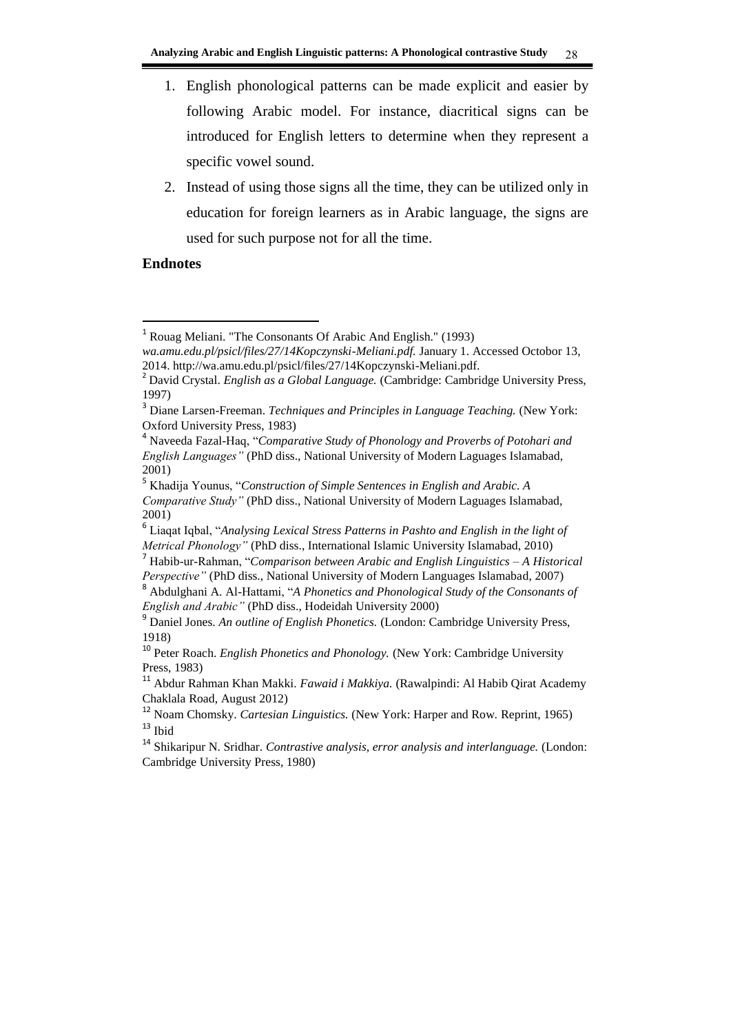1. English phonological patterns can be made explicit and easier by following Arabic model. For instance, diacritical signs can be introduced for English letters to determine when they represent a specific vowel sound.
2. Instead of using those signs all the time, they can be utilized only in education for foreign learners as in Arabic language, the signs are used for such purpose not for all the time.

**Endnotes**

[1] Rouag Meliani. "The Consonants Of Arabic And English." (1993) *wa.amu.edu.pl/psicl/files/27/14Kopczynski-Meliani.pdf.* January 1. Accessed Octobor 13, 2014. http://wa.amu.edu.pl/psicl/files/27/14Kopczynski-Meliani.pdf.

[2] David Crystal. *English as a Global Language.* (Cambridge: Cambridge University Press, 1997)

[3] Diane Larsen-Freeman. *Techniques and Principles in Language Teaching.* (New York: Oxford University Press, 1983)

[4] Naveeda Fazal-Haq, "*Comparative Study of Phonology and Proverbs of Potohari and English Languages"* (PhD diss., National University of Modern Laguages Islamabad, 2001)

[5] Khadija Younus, "*Construction of Simple Sentences in English and Arabic. A Comparative Study"* (PhD diss., National University of Modern Laguages Islamabad, 2001)

[6] Liaqat Iqbal, "*Analysing Lexical Stress Patterns in Pashto and English in the light of Metrical Phonology"* (PhD diss., International Islamic University Islamabad, 2010)

[7] Habib-ur-Rahman, "*Comparison between Arabic and English Linguistics – A Historical Perspective"* (PhD diss., National University of Modern Languages Islamabad, 2007)

[8] Abdulghani A. Al-Hattami, "*A Phonetics and Phonological Study of the Consonants of English and Arabic"* (PhD diss., Hodeidah University 2000)

[9] Daniel Jones. *An outline of English Phonetics.* (London: Cambridge University Press, 1918)

[10] Peter Roach. *English Phonetics and Phonology.* (New York: Cambridge University Press, 1983)

[11] Abdur Rahman Khan Makki. *Fawaid i Makkiya.* (Rawalpindi: Al Habib Qirat Academy Chaklala Road, August 2012)

[12] Noam Chomsky. *Cartesian Linguistics.* (New York: Harper and Row. Reprint, 1965)

[13] Ibid

[14] Shikaripur N. Sridhar. *Contrastive analysis, error analysis and interlanguage.* (London: Cambridge University Press, 1980)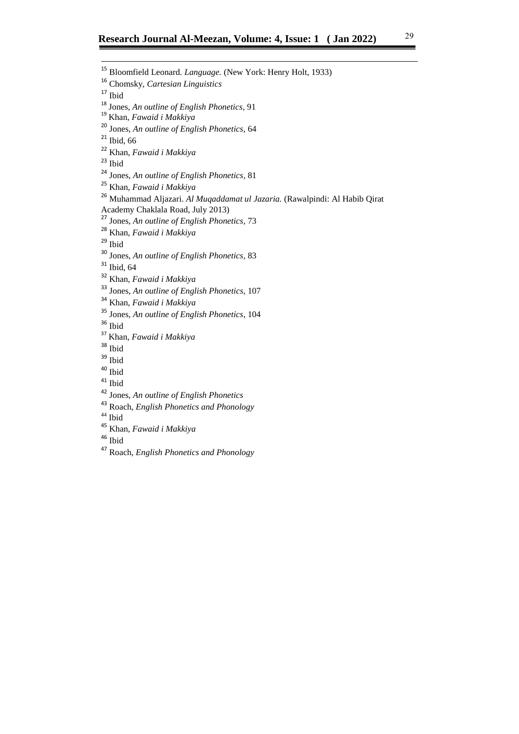[15] Bloomfield Leonard. *Language.* (New York: Henry Holt, 1933)

[16] Chomsky, *Cartesian Linguistics*

[17] Ibid

[18] Jones, *An outline of English Phonetics*, 91

[19] Khan, *Fawaid i Makkiya*

[20] Jones, *An outline of English Phonetics*, 64

[21] Ibid, 66

[22] Khan, *Fawaid i Makkiya*

[23] Ibid

[24] Jones, *An outline of English Phonetics*, 81

[25] Khan, *Fawaid i Makkiya*

[26] Muhammad Aljazari. *Al Muqaddamat ul Jazaria.* (Rawalpindi: Al Habib Qirat Academy Chaklala Road, July 2013)

[27] Jones, *An outline of English Phonetics*, 73

[28] Khan, *Fawaid i Makkiya*

[29] Ibid

[30] Jones, *An outline of English Phonetics*, 83

[31] Ibid, 64

[32] Khan, *Fawaid i Makkiya*

[33] Jones, *An outline of English Phonetics*, 107

[34] Khan, *Fawaid i Makkiya*

[35] Jones, *An outline of English Phonetics*, 104

[36] Ibid

[37] Khan, *Fawaid i Makkiya*

[38] Ibid

[39] Ibid

[40] Ibid

[41] Ibid

[42] Jones, *An outline of English Phonetics*

[43] Roach, *English Phonetics and Phonology*

[44] Ibid

[45] Khan, *Fawaid i Makkiya*

[46] Ibid

[47] Roach, *English Phonetics and Phonology*